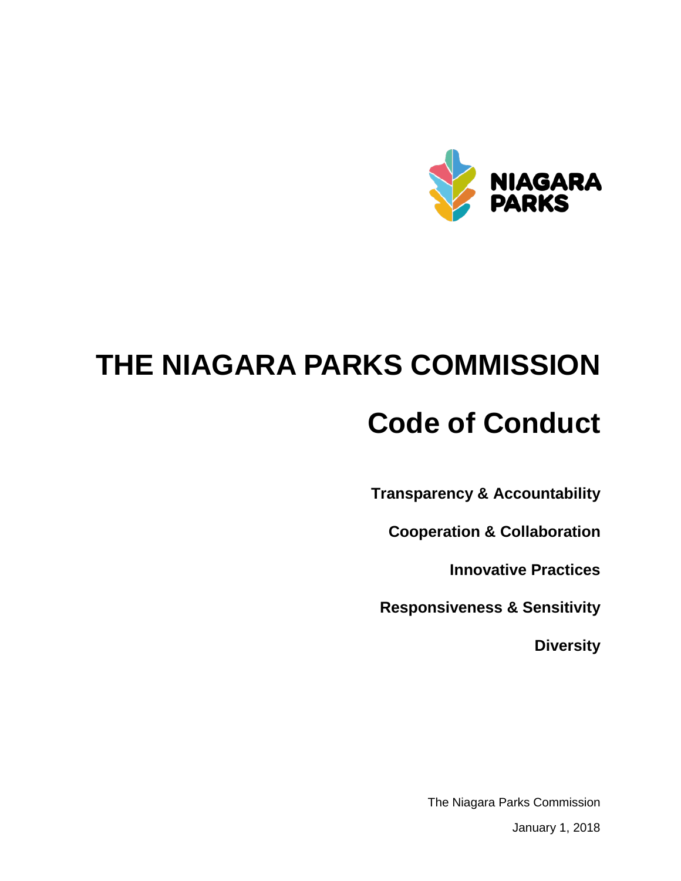NIAGARA PARKS

# THE NIAGARA PARKS COMMISSION

# Code of Conduct

**Transparency & Accountability**

**Cooperation & Collaboration**

**Innovative Practices**

**Responsiveness & Sensitivity**

**Diversity**

The Niagara Parks Commission

January 1, 2018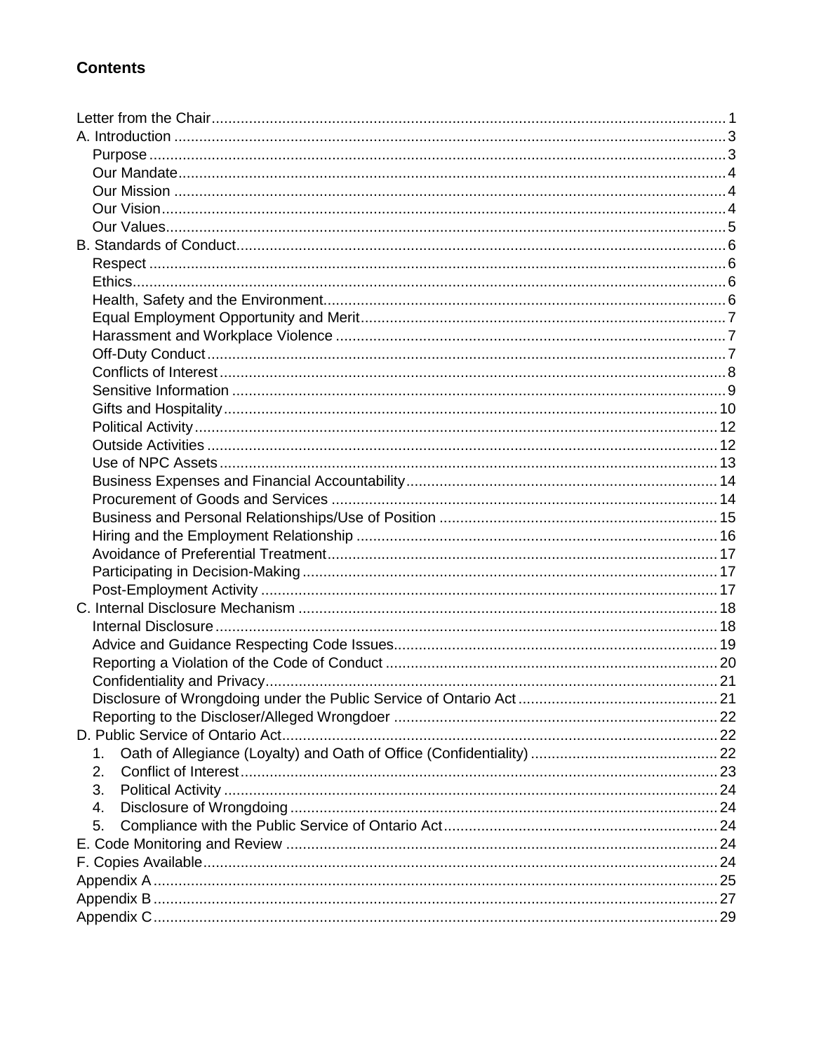# Contents

Letter from the Chair ........ 1
A. Introduction ........ 3
- Purpose ........ 3
- Our Mandate ........ 4
- Our Mission ........ 4
- Our Vision ........ 4
- Our Values ........ 5

B. Standards of Conduct ........ 6
- Respect ........ 6
- Ethics ........ 6
- Health, Safety and the Environment ........ 6
- Equal Employment Opportunity and Merit ........ 7
- Harassment and Workplace Violence ........ 7
- Off-Duty Conduct ........ 7
- Conflicts of Interest ........ 8
- Sensitive Information ........ 9
- Gifts and Hospitality ........ 10
- Political Activity ........ 12
- Outside Activities ........ 12
- Use of NPC Assets ........ 13
- Business Expenses and Financial Accountability ........ 14
- Procurement of Goods and Services ........ 14
- Business and Personal Relationships/Use of Position ........ 15
- Hiring and the Employment Relationship ........ 16
- Avoidance of Preferential Treatment ........ 17
- Participating in Decision-Making ........ 17
- Post-Employment Activity ........ 17

C. Internal Disclosure Mechanism ........ 18
- Internal Disclosure ........ 18
- Advice and Guidance Respecting Code Issues ........ 19
- Reporting a Violation of the Code of Conduct ........ 20
- Confidentiality and Privacy ........ 21
- Disclosure of Wrongdoing under the Public Service of Ontario Act ........ 21
- Reporting to the Discloser/Alleged Wrongdoer ........ 22

D. Public Service of Ontario Act ........ 22
1. Oath of Allegiance (Loyalty) and Oath of Office (Confidentiality) ........ 22
2. Conflict of Interest ........ 23
3. Political Activity ........ 24
4. Disclosure of Wrongdoing ........ 24
5. Compliance with the Public Service of Ontario Act ........ 24

E. Code Monitoring and Review ........ 24
F. Copies Available ........ 24
Appendix A ........ 25
Appendix B ........ 27
Appendix C ........ 29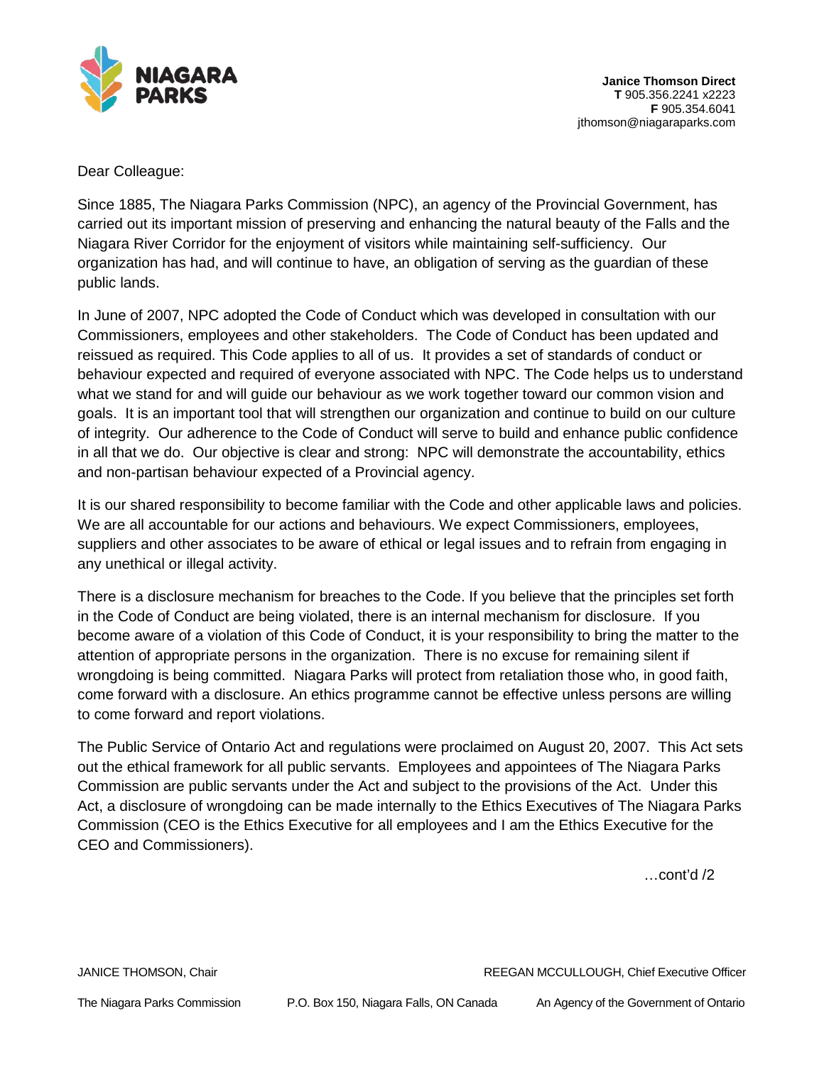**Janice Thomson Direct**
**T** 905.356.2241 x2223
**F** 905.354.6041
jthomson@niagaraparks.com

Dear Colleague:

Since 1885, The Niagara Parks Commission (NPC), an agency of the Provincial Government, has carried out its important mission of preserving and enhancing the natural beauty of the Falls and the Niagara River Corridor for the enjoyment of visitors while maintaining self-sufficiency. Our organization has had, and will continue to have, an obligation of serving as the guardian of these public lands.

In June of 2007, NPC adopted the Code of Conduct which was developed in consultation with our Commissioners, employees and other stakeholders. The Code of Conduct has been updated and reissued as required. This Code applies to all of us. It provides a set of standards of conduct or behaviour expected and required of everyone associated with NPC. The Code helps us to understand what we stand for and will guide our behaviour as we work together toward our common vision and goals. It is an important tool that will strengthen our organization and continue to build on our culture of integrity. Our adherence to the Code of Conduct will serve to build and enhance public confidence in all that we do. Our objective is clear and strong: NPC will demonstrate the accountability, ethics and non-partisan behaviour expected of a Provincial agency.

It is our shared responsibility to become familiar with the Code and other applicable laws and policies. We are all accountable for our actions and behaviours. We expect Commissioners, employees, suppliers and other associates to be aware of ethical or legal issues and to refrain from engaging in any unethical or illegal activity.

There is a disclosure mechanism for breaches to the Code. If you believe that the principles set forth in the Code of Conduct are being violated, there is an internal mechanism for disclosure. If you become aware of a violation of this Code of Conduct, it is your responsibility to bring the matter to the attention of appropriate persons in the organization. There is no excuse for remaining silent if wrongdoing is being committed. Niagara Parks will protect from retaliation those who, in good faith, come forward with a disclosure. An ethics programme cannot be effective unless persons are willing to come forward and report violations.

The Public Service of Ontario Act and regulations were proclaimed on August 20, 2007. This Act sets out the ethical framework for all public servants. Employees and appointees of The Niagara Parks Commission are public servants under the Act and subject to the provisions of the Act. Under this Act, a disclosure of wrongdoing can be made internally to the Ethics Executives of The Niagara Parks Commission (CEO is the Ethics Executive for all employees and I am the Ethics Executive for the CEO and Commissioners).

…cont'd /2

JANICE THOMSON, Chair — REEGAN MCCULLOUGH, Chief Executive Officer

The Niagara Parks Commission — P.O. Box 150, Niagara Falls, ON Canada — An Agency of the Government of Ontario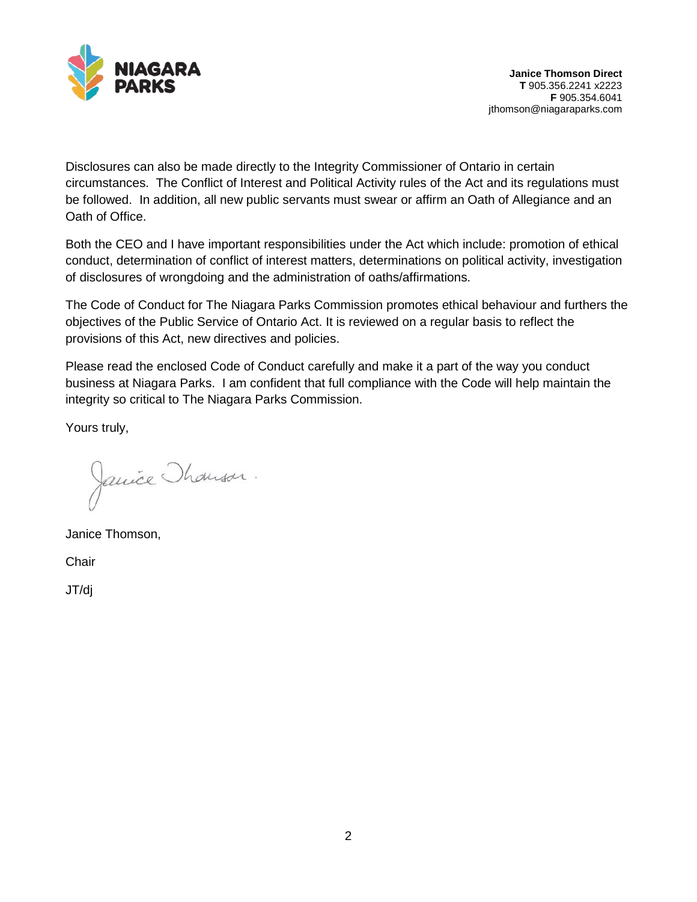**Janice Thomson Direct**
**T** 905.356.2241 x2223
**F** 905.354.6041
jthomson@niagaraparks.com

Disclosures can also be made directly to the Integrity Commissioner of Ontario in certain circumstances. The Conflict of Interest and Political Activity rules of the Act and its regulations must be followed. In addition, all new public servants must swear or affirm an Oath of Allegiance and an Oath of Office.

Both the CEO and I have important responsibilities under the Act which include: promotion of ethical conduct, determination of conflict of interest matters, determinations on political activity, investigation of disclosures of wrongdoing and the administration of oaths/affirmations.

The Code of Conduct for The Niagara Parks Commission promotes ethical behaviour and furthers the objectives of the Public Service of Ontario Act. It is reviewed on a regular basis to reflect the provisions of this Act, new directives and policies.

Please read the enclosed Code of Conduct carefully and make it a part of the way you conduct business at Niagara Parks. I am confident that full compliance with the Code will help maintain the integrity so critical to The Niagara Parks Commission.

Yours truly,

Janice Thomson,

Chair

JT/dj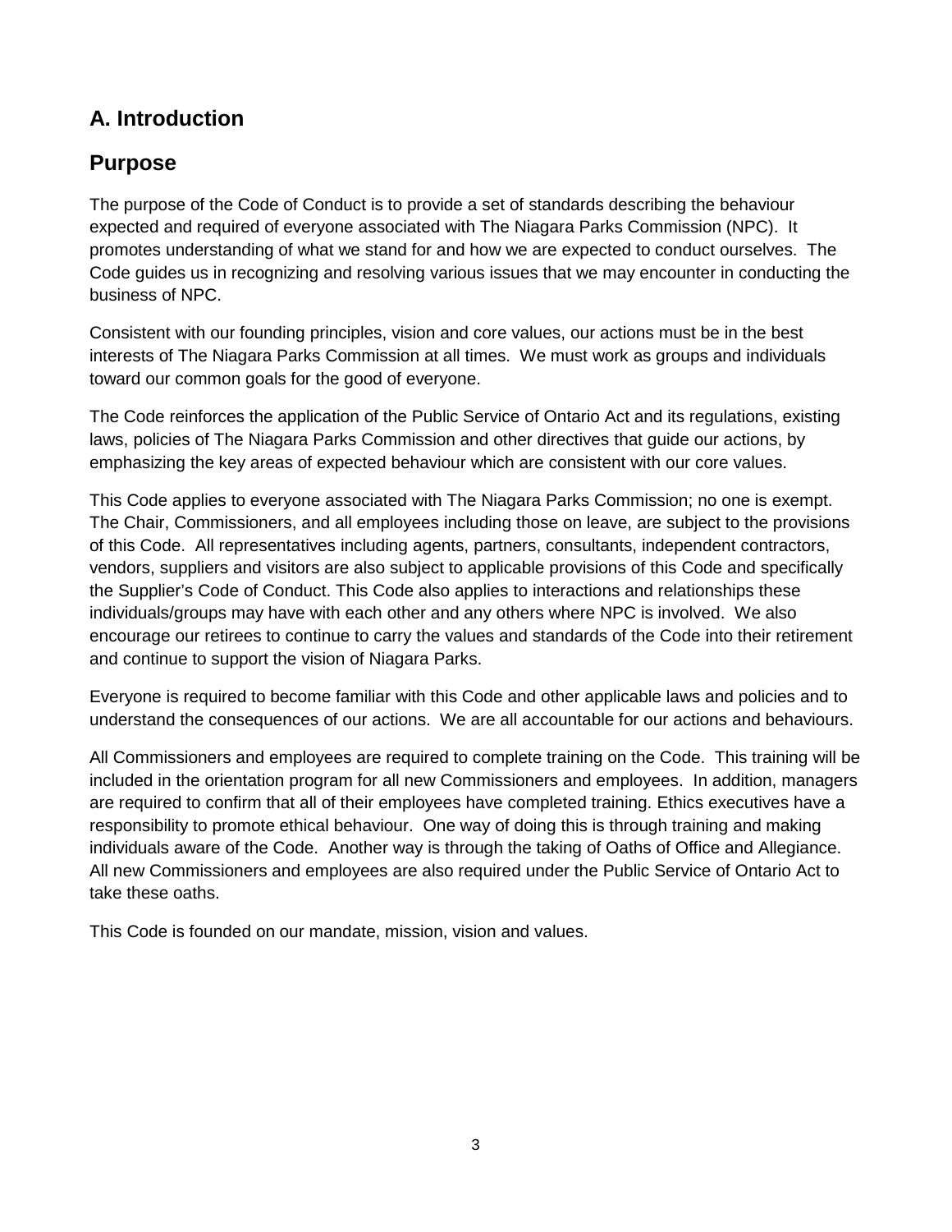## A. Introduction

## Purpose

The purpose of the Code of Conduct is to provide a set of standards describing the behaviour expected and required of everyone associated with The Niagara Parks Commission (NPC). It promotes understanding of what we stand for and how we are expected to conduct ourselves. The Code guides us in recognizing and resolving various issues that we may encounter in conducting the business of NPC.

Consistent with our founding principles, vision and core values, our actions must be in the best interests of The Niagara Parks Commission at all times. We must work as groups and individuals toward our common goals for the good of everyone.

The Code reinforces the application of the Public Service of Ontario Act and its regulations, existing laws, policies of The Niagara Parks Commission and other directives that guide our actions, by emphasizing the key areas of expected behaviour which are consistent with our core values.

This Code applies to everyone associated with The Niagara Parks Commission; no one is exempt. The Chair, Commissioners, and all employees including those on leave, are subject to the provisions of this Code. All representatives including agents, partners, consultants, independent contractors, vendors, suppliers and visitors are also subject to applicable provisions of this Code and specifically the Supplier's Code of Conduct. This Code also applies to interactions and relationships these individuals/groups may have with each other and any others where NPC is involved. We also encourage our retirees to continue to carry the values and standards of the Code into their retirement and continue to support the vision of Niagara Parks.

Everyone is required to become familiar with this Code and other applicable laws and policies and to understand the consequences of our actions. We are all accountable for our actions and behaviours.

All Commissioners and employees are required to complete training on the Code. This training will be included in the orientation program for all new Commissioners and employees. In addition, managers are required to confirm that all of their employees have completed training. Ethics executives have a responsibility to promote ethical behaviour. One way of doing this is through training and making individuals aware of the Code. Another way is through the taking of Oaths of Office and Allegiance. All new Commissioners and employees are also required under the Public Service of Ontario Act to take these oaths.

This Code is founded on our mandate, mission, vision and values.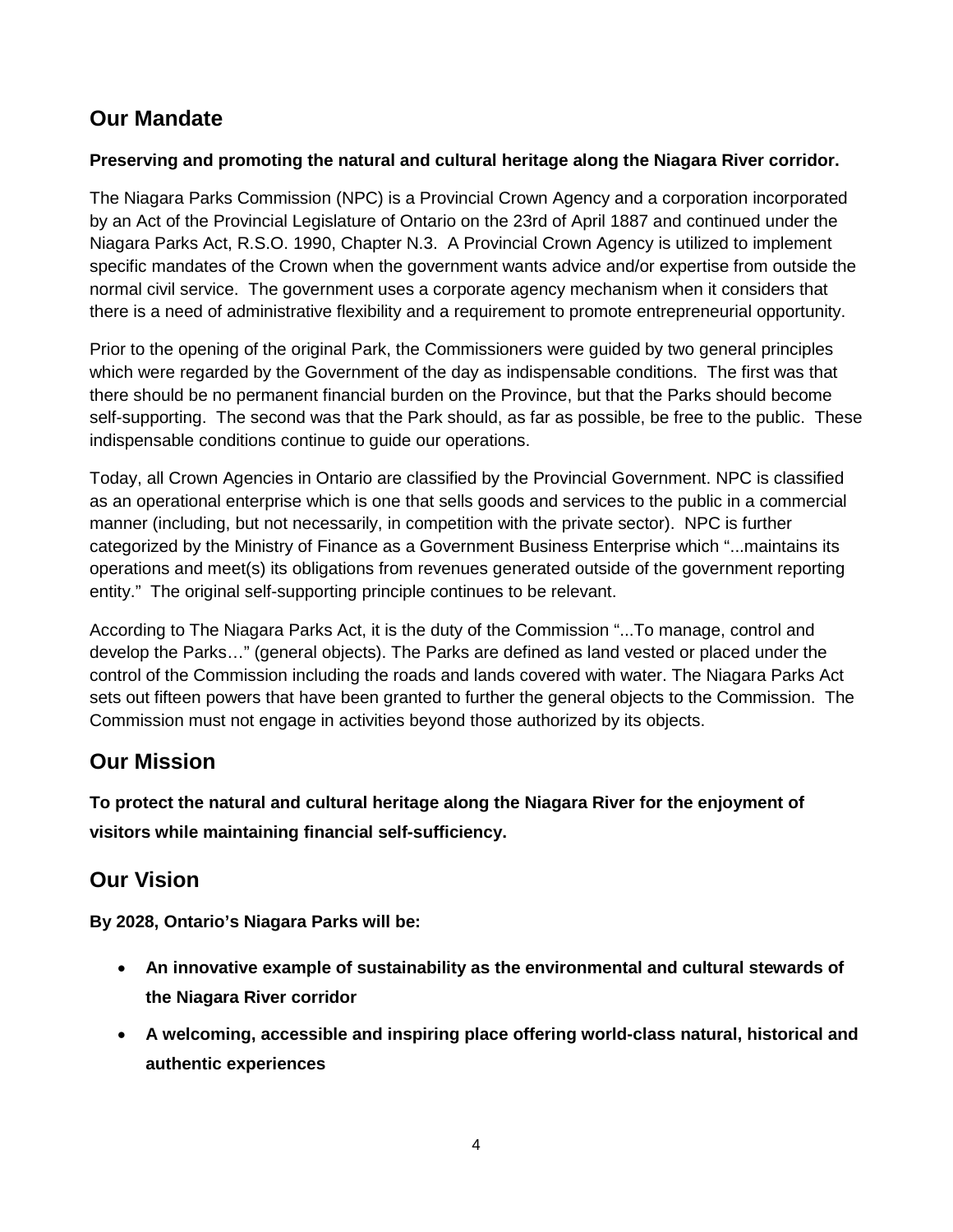## Our Mandate

**Preserving and promoting the natural and cultural heritage along the Niagara River corridor.**

The Niagara Parks Commission (NPC) is a Provincial Crown Agency and a corporation incorporated by an Act of the Provincial Legislature of Ontario on the 23rd of April 1887 and continued under the Niagara Parks Act, R.S.O. 1990, Chapter N.3. A Provincial Crown Agency is utilized to implement specific mandates of the Crown when the government wants advice and/or expertise from outside the normal civil service. The government uses a corporate agency mechanism when it considers that there is a need of administrative flexibility and a requirement to promote entrepreneurial opportunity.

Prior to the opening of the original Park, the Commissioners were guided by two general principles which were regarded by the Government of the day as indispensable conditions. The first was that there should be no permanent financial burden on the Province, but that the Parks should become self-supporting. The second was that the Park should, as far as possible, be free to the public. These indispensable conditions continue to guide our operations.

Today, all Crown Agencies in Ontario are classified by the Provincial Government. NPC is classified as an operational enterprise which is one that sells goods and services to the public in a commercial manner (including, but not necessarily, in competition with the private sector). NPC is further categorized by the Ministry of Finance as a Government Business Enterprise which "...maintains its operations and meet(s) its obligations from revenues generated outside of the government reporting entity." The original self-supporting principle continues to be relevant.

According to The Niagara Parks Act, it is the duty of the Commission "...To manage, control and develop the Parks…" (general objects). The Parks are defined as land vested or placed under the control of the Commission including the roads and lands covered with water. The Niagara Parks Act sets out fifteen powers that have been granted to further the general objects to the Commission. The Commission must not engage in activities beyond those authorized by its objects.

## Our Mission

**To protect the natural and cultural heritage along the Niagara River for the enjoyment of visitors while maintaining financial self-sufficiency.**

## Our Vision

**By 2028, Ontario's Niagara Parks will be:**

- **An innovative example of sustainability as the environmental and cultural stewards of the Niagara River corridor**
- **A welcoming, accessible and inspiring place offering world-class natural, historical and authentic experiences**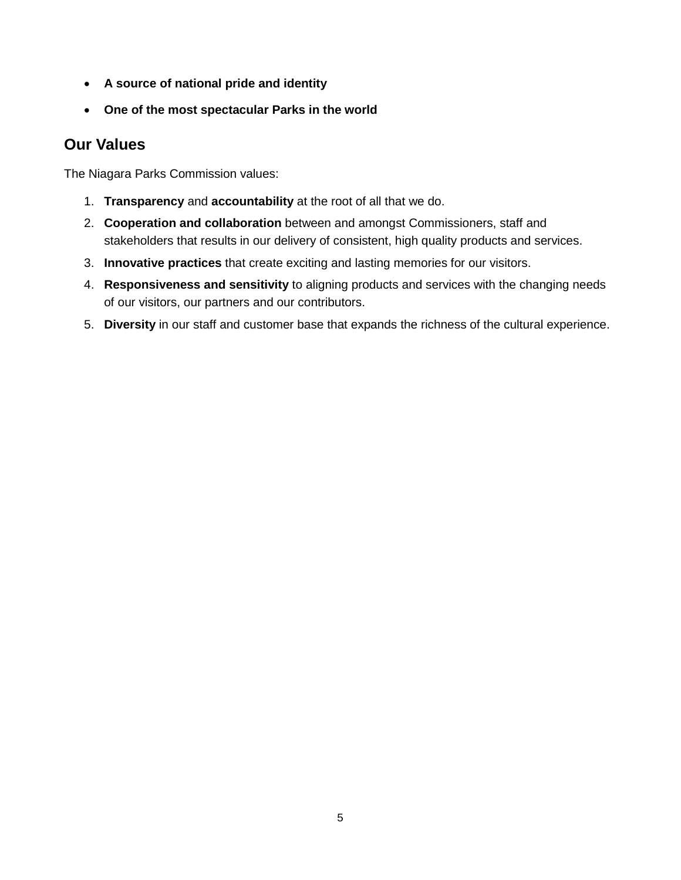- **A source of national pride and identity**
- **One of the most spectacular Parks in the world**

## Our Values

The Niagara Parks Commission values:

1. **Transparency** and **accountability** at the root of all that we do.
2. **Cooperation and collaboration** between and amongst Commissioners, staff and stakeholders that results in our delivery of consistent, high quality products and services.
3. **Innovative practices** that create exciting and lasting memories for our visitors.
4. **Responsiveness and sensitivity** to aligning products and services with the changing needs of our visitors, our partners and our contributors.
5. **Diversity** in our staff and customer base that expands the richness of the cultural experience.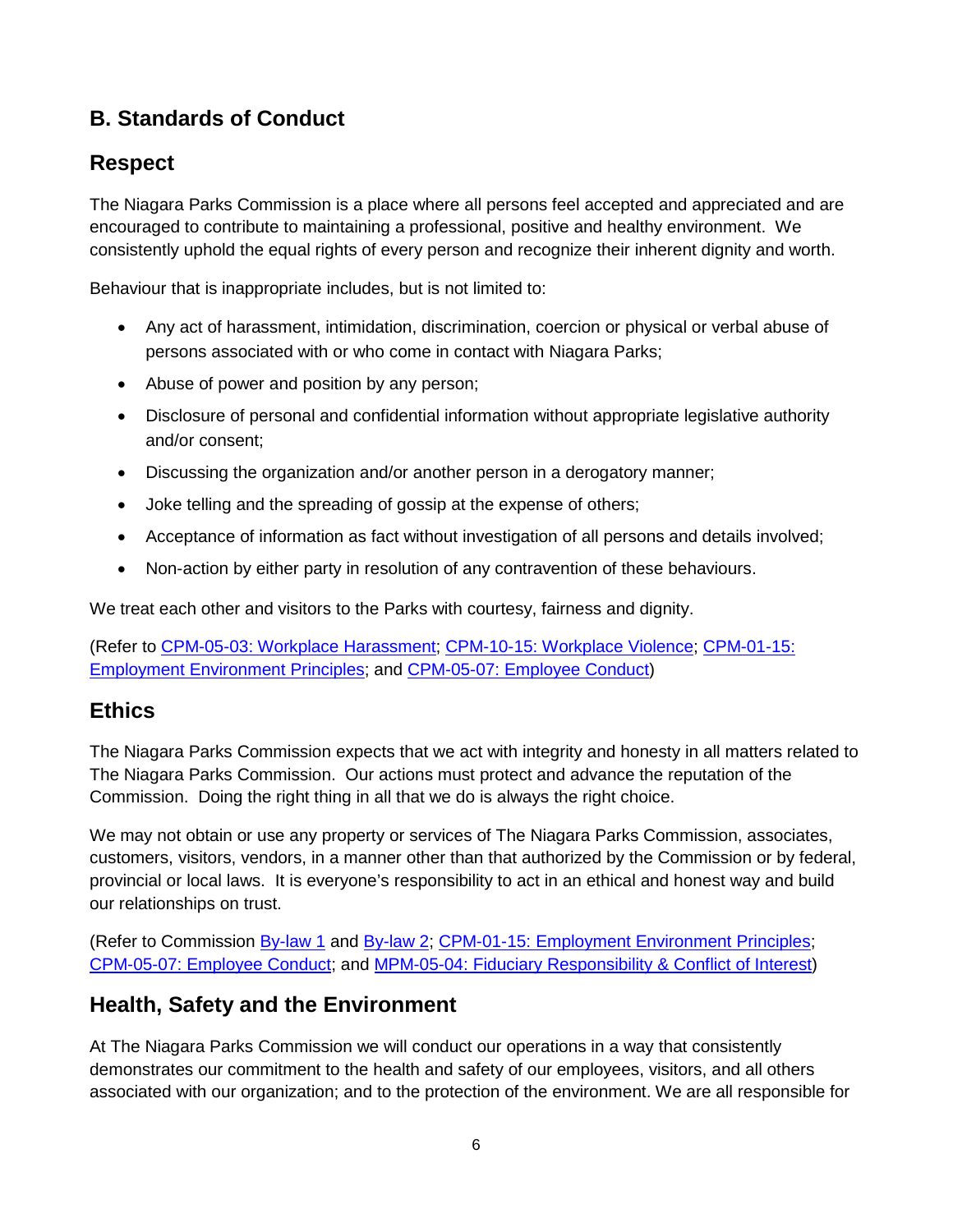## B. Standards of Conduct

### Respect

The Niagara Parks Commission is a place where all persons feel accepted and appreciated and are encouraged to contribute to maintaining a professional, positive and healthy environment. We consistently uphold the equal rights of every person and recognize their inherent dignity and worth.

Behaviour that is inappropriate includes, but is not limited to:

- Any act of harassment, intimidation, discrimination, coercion or physical or verbal abuse of persons associated with or who come in contact with Niagara Parks;
- Abuse of power and position by any person;
- Disclosure of personal and confidential information without appropriate legislative authority and/or consent;
- Discussing the organization and/or another person in a derogatory manner;
- Joke telling and the spreading of gossip at the expense of others;
- Acceptance of information as fact without investigation of all persons and details involved;
- Non-action by either party in resolution of any contravention of these behaviours.

We treat each other and visitors to the Parks with courtesy, fairness and dignity.

(Refer to CPM-05-03: Workplace Harassment; CPM-10-15: Workplace Violence; CPM-01-15: Employment Environment Principles; and CPM-05-07: Employee Conduct)

### Ethics

The Niagara Parks Commission expects that we act with integrity and honesty in all matters related to The Niagara Parks Commission. Our actions must protect and advance the reputation of the Commission. Doing the right thing in all that we do is always the right choice.

We may not obtain or use any property or services of The Niagara Parks Commission, associates, customers, visitors, vendors, in a manner other than that authorized by the Commission or by federal, provincial or local laws. It is everyone's responsibility to act in an ethical and honest way and build our relationships on trust.

(Refer to Commission By-law 1 and By-law 2; CPM-01-15: Employment Environment Principles; CPM-05-07: Employee Conduct; and MPM-05-04: Fiduciary Responsibility & Conflict of Interest)

### Health, Safety and the Environment

At The Niagara Parks Commission we will conduct our operations in a way that consistently demonstrates our commitment to the health and safety of our employees, visitors, and all others associated with our organization; and to the protection of the environment. We are all responsible for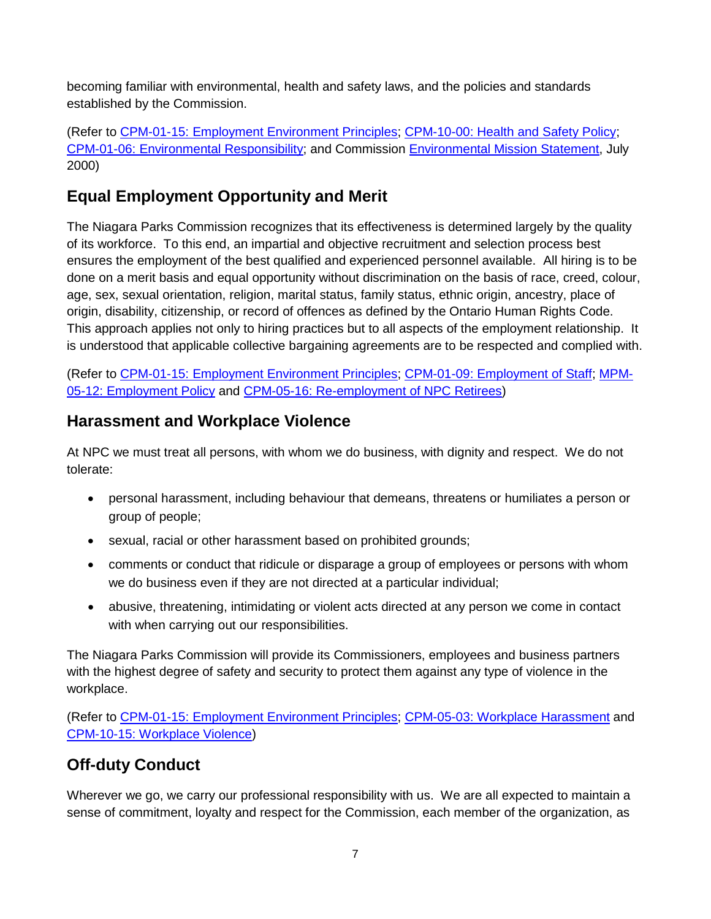becoming familiar with environmental, health and safety laws, and the policies and standards established by the Commission.

(Refer to CPM-01-15: Employment Environment Principles; CPM-10-00: Health and Safety Policy; CPM-01-06: Environmental Responsibility; and Commission Environmental Mission Statement, July 2000)

## Equal Employment Opportunity and Merit

The Niagara Parks Commission recognizes that its effectiveness is determined largely by the quality of its workforce. To this end, an impartial and objective recruitment and selection process best ensures the employment of the best qualified and experienced personnel available. All hiring is to be done on a merit basis and equal opportunity without discrimination on the basis of race, creed, colour, age, sex, sexual orientation, religion, marital status, family status, ethnic origin, ancestry, place of origin, disability, citizenship, or record of offences as defined by the Ontario Human Rights Code. This approach applies not only to hiring practices but to all aspects of the employment relationship. It is understood that applicable collective bargaining agreements are to be respected and complied with.

(Refer to CPM-01-15: Employment Environment Principles; CPM-01-09: Employment of Staff; MPM-05-12: Employment Policy and CPM-05-16: Re-employment of NPC Retirees)

## Harassment and Workplace Violence

At NPC we must treat all persons, with whom we do business, with dignity and respect. We do not tolerate:

- personal harassment, including behaviour that demeans, threatens or humiliates a person or group of people;
- sexual, racial or other harassment based on prohibited grounds;
- comments or conduct that ridicule or disparage a group of employees or persons with whom we do business even if they are not directed at a particular individual;
- abusive, threatening, intimidating or violent acts directed at any person we come in contact with when carrying out our responsibilities.

The Niagara Parks Commission will provide its Commissioners, employees and business partners with the highest degree of safety and security to protect them against any type of violence in the workplace.

(Refer to CPM-01-15: Employment Environment Principles; CPM-05-03: Workplace Harassment and CPM-10-15: Workplace Violence)

## Off-duty Conduct

Wherever we go, we carry our professional responsibility with us. We are all expected to maintain a sense of commitment, loyalty and respect for the Commission, each member of the organization, as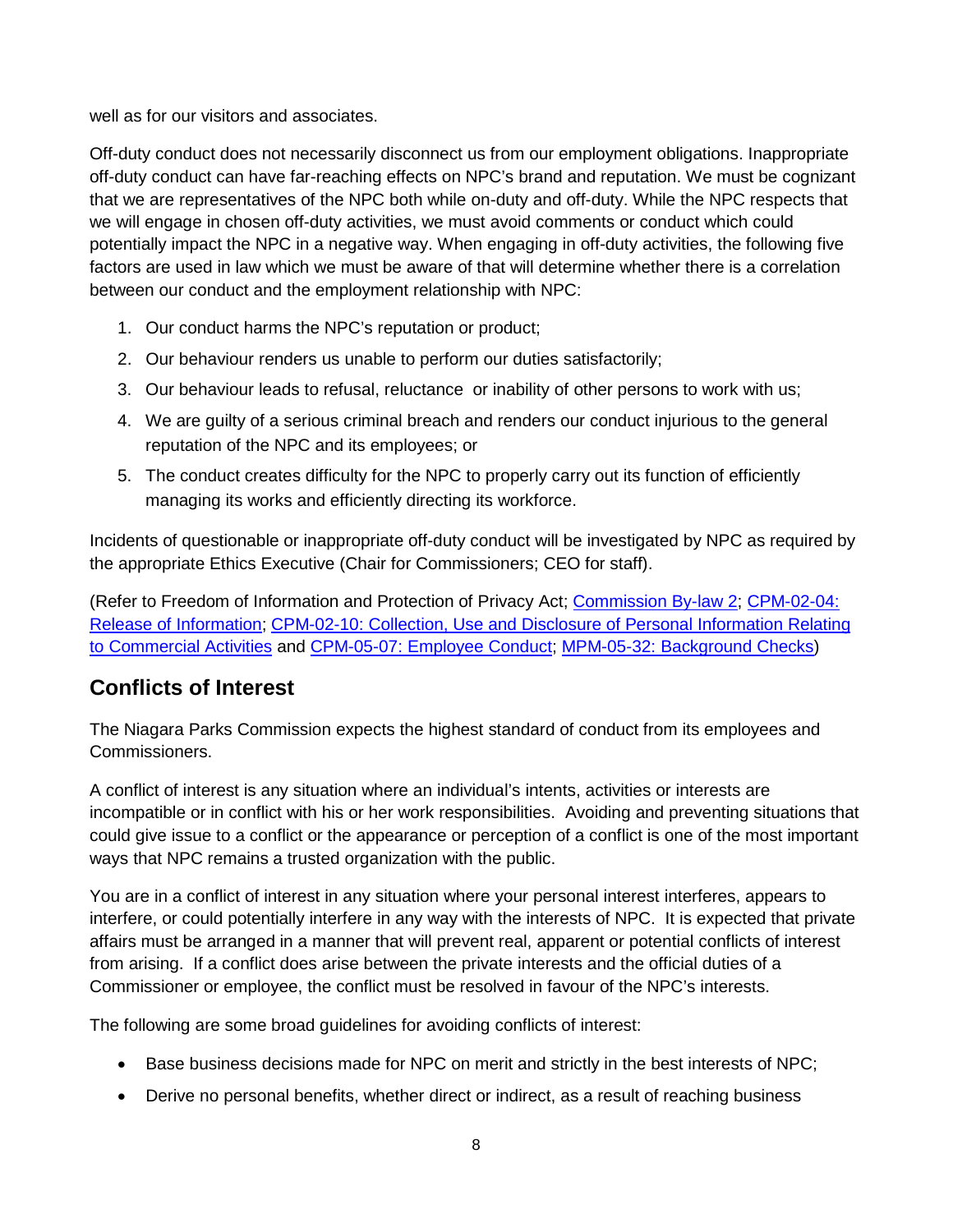well as for our visitors and associates.

Off-duty conduct does not necessarily disconnect us from our employment obligations. Inappropriate off-duty conduct can have far-reaching effects on NPC's brand and reputation. We must be cognizant that we are representatives of the NPC both while on-duty and off-duty. While the NPC respects that we will engage in chosen off-duty activities, we must avoid comments or conduct which could potentially impact the NPC in a negative way. When engaging in off-duty activities, the following five factors are used in law which we must be aware of that will determine whether there is a correlation between our conduct and the employment relationship with NPC:

1. Our conduct harms the NPC's reputation or product;
2. Our behaviour renders us unable to perform our duties satisfactorily;
3. Our behaviour leads to refusal, reluctance or inability of other persons to work with us;
4. We are guilty of a serious criminal breach and renders our conduct injurious to the general reputation of the NPC and its employees; or
5. The conduct creates difficulty for the NPC to properly carry out its function of efficiently managing its works and efficiently directing its workforce.

Incidents of questionable or inappropriate off-duty conduct will be investigated by NPC as required by the appropriate Ethics Executive (Chair for Commissioners; CEO for staff).

(Refer to Freedom of Information and Protection of Privacy Act; Commission By-law 2; CPM-02-04: Release of Information; CPM-02-10: Collection, Use and Disclosure of Personal Information Relating to Commercial Activities and CPM-05-07: Employee Conduct; MPM-05-32: Background Checks)

## Conflicts of Interest

The Niagara Parks Commission expects the highest standard of conduct from its employees and Commissioners.

A conflict of interest is any situation where an individual's intents, activities or interests are incompatible or in conflict with his or her work responsibilities. Avoiding and preventing situations that could give issue to a conflict or the appearance or perception of a conflict is one of the most important ways that NPC remains a trusted organization with the public.

You are in a conflict of interest in any situation where your personal interest interferes, appears to interfere, or could potentially interfere in any way with the interests of NPC. It is expected that private affairs must be arranged in a manner that will prevent real, apparent or potential conflicts of interest from arising. If a conflict does arise between the private interests and the official duties of a Commissioner or employee, the conflict must be resolved in favour of the NPC's interests.

The following are some broad guidelines for avoiding conflicts of interest:

- Base business decisions made for NPC on merit and strictly in the best interests of NPC;
- Derive no personal benefits, whether direct or indirect, as a result of reaching business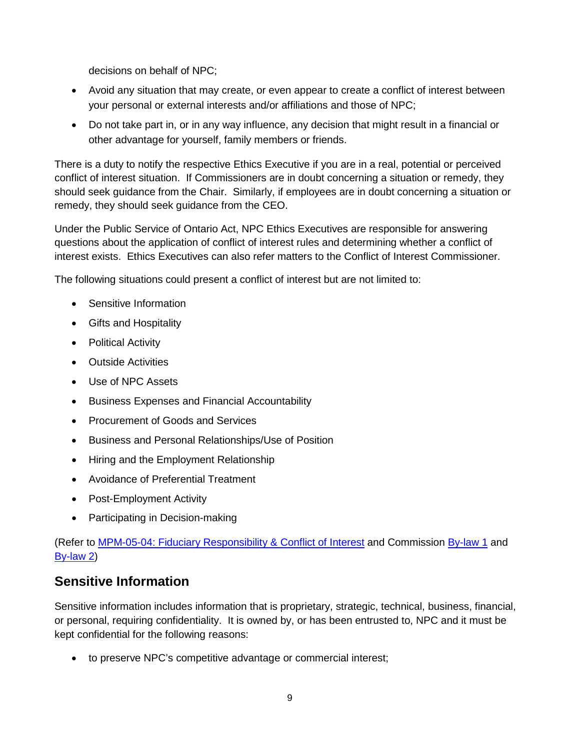decisions on behalf of NPC;

- Avoid any situation that may create, or even appear to create a conflict of interest between your personal or external interests and/or affiliations and those of NPC;
- Do not take part in, or in any way influence, any decision that might result in a financial or other advantage for yourself, family members or friends.

There is a duty to notify the respective Ethics Executive if you are in a real, potential or perceived conflict of interest situation. If Commissioners are in doubt concerning a situation or remedy, they should seek guidance from the Chair. Similarly, if employees are in doubt concerning a situation or remedy, they should seek guidance from the CEO.

Under the Public Service of Ontario Act, NPC Ethics Executives are responsible for answering questions about the application of conflict of interest rules and determining whether a conflict of interest exists. Ethics Executives can also refer matters to the Conflict of Interest Commissioner.

The following situations could present a conflict of interest but are not limited to:

- Sensitive Information
- Gifts and Hospitality
- Political Activity
- Outside Activities
- Use of NPC Assets
- Business Expenses and Financial Accountability
- Procurement of Goods and Services
- Business and Personal Relationships/Use of Position
- Hiring and the Employment Relationship
- Avoidance of Preferential Treatment
- Post-Employment Activity
- Participating in Decision-making

(Refer to MPM-05-04: Fiduciary Responsibility & Conflict of Interest and Commission By-law 1 and By-law 2)

## Sensitive Information

Sensitive information includes information that is proprietary, strategic, technical, business, financial, or personal, requiring confidentiality. It is owned by, or has been entrusted to, NPC and it must be kept confidential for the following reasons:

- to preserve NPC's competitive advantage or commercial interest;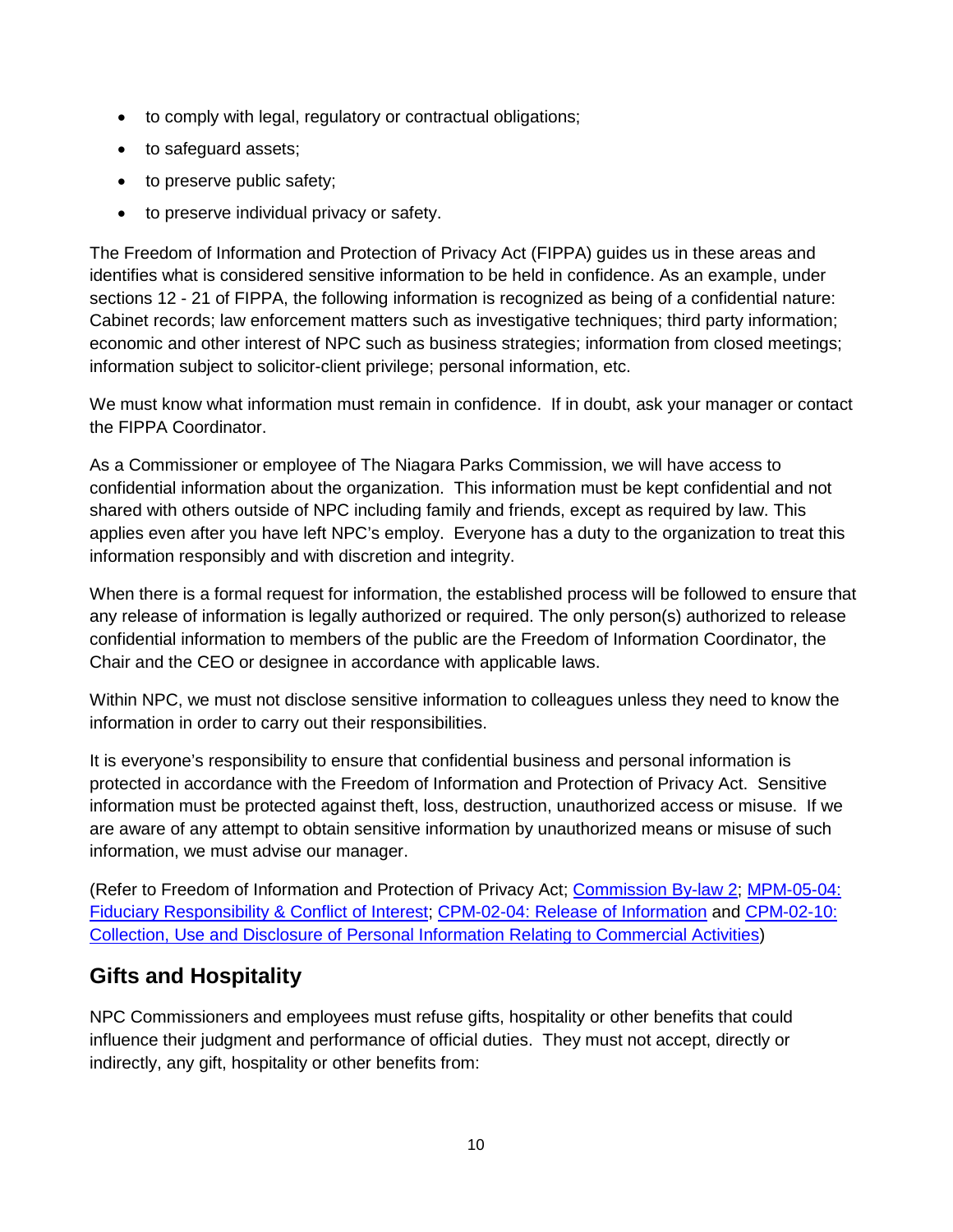- to comply with legal, regulatory or contractual obligations;
- to safeguard assets;
- to preserve public safety;
- to preserve individual privacy or safety.

The Freedom of Information and Protection of Privacy Act (FIPPA) guides us in these areas and identifies what is considered sensitive information to be held in confidence. As an example, under sections 12 - 21 of FIPPA, the following information is recognized as being of a confidential nature: Cabinet records; law enforcement matters such as investigative techniques; third party information; economic and other interest of NPC such as business strategies; information from closed meetings; information subject to solicitor-client privilege; personal information, etc.

We must know what information must remain in confidence. If in doubt, ask your manager or contact the FIPPA Coordinator.

As a Commissioner or employee of The Niagara Parks Commission, we will have access to confidential information about the organization. This information must be kept confidential and not shared with others outside of NPC including family and friends, except as required by law. This applies even after you have left NPC's employ. Everyone has a duty to the organization to treat this information responsibly and with discretion and integrity.

When there is a formal request for information, the established process will be followed to ensure that any release of information is legally authorized or required. The only person(s) authorized to release confidential information to members of the public are the Freedom of Information Coordinator, the Chair and the CEO or designee in accordance with applicable laws.

Within NPC, we must not disclose sensitive information to colleagues unless they need to know the information in order to carry out their responsibilities.

It is everyone's responsibility to ensure that confidential business and personal information is protected in accordance with the Freedom of Information and Protection of Privacy Act. Sensitive information must be protected against theft, loss, destruction, unauthorized access or misuse. If we are aware of any attempt to obtain sensitive information by unauthorized means or misuse of such information, we must advise our manager.

(Refer to Freedom of Information and Protection of Privacy Act; Commission By-law 2; MPM-05-04: Fiduciary Responsibility & Conflict of Interest; CPM-02-04: Release of Information and CPM-02-10: Collection, Use and Disclosure of Personal Information Relating to Commercial Activities)

## Gifts and Hospitality

NPC Commissioners and employees must refuse gifts, hospitality or other benefits that could influence their judgment and performance of official duties. They must not accept, directly or indirectly, any gift, hospitality or other benefits from: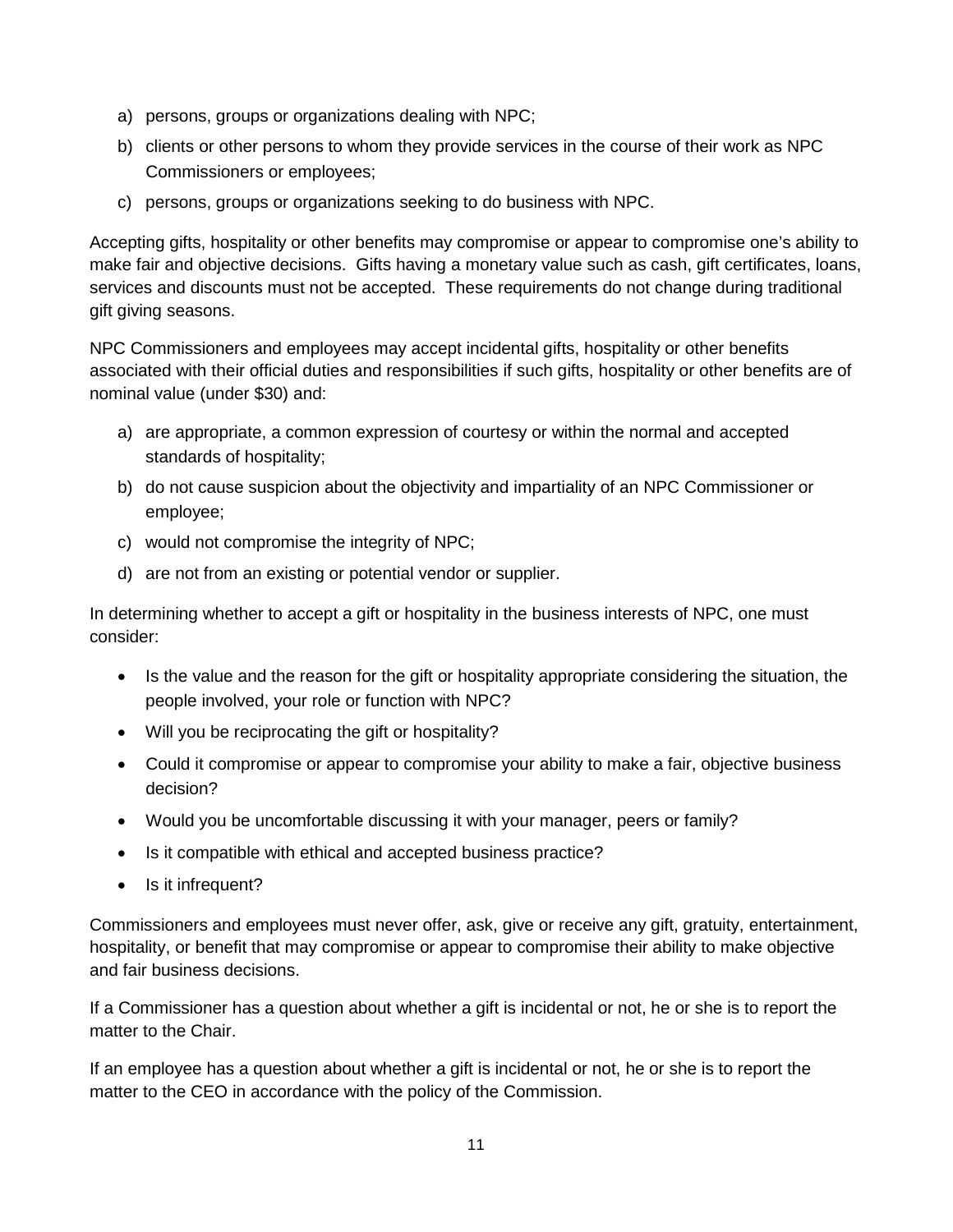a) persons, groups or organizations dealing with NPC;
b) clients or other persons to whom they provide services in the course of their work as NPC Commissioners or employees;
c) persons, groups or organizations seeking to do business with NPC.

Accepting gifts, hospitality or other benefits may compromise or appear to compromise one's ability to make fair and objective decisions. Gifts having a monetary value such as cash, gift certificates, loans, services and discounts must not be accepted. These requirements do not change during traditional gift giving seasons.

NPC Commissioners and employees may accept incidental gifts, hospitality or other benefits associated with their official duties and responsibilities if such gifts, hospitality or other benefits are of nominal value (under $30) and:

a) are appropriate, a common expression of courtesy or within the normal and accepted standards of hospitality;
b) do not cause suspicion about the objectivity and impartiality of an NPC Commissioner or employee;
c) would not compromise the integrity of NPC;
d) are not from an existing or potential vendor or supplier.

In determining whether to accept a gift or hospitality in the business interests of NPC, one must consider:

- Is the value and the reason for the gift or hospitality appropriate considering the situation, the people involved, your role or function with NPC?
- Will you be reciprocating the gift or hospitality?
- Could it compromise or appear to compromise your ability to make a fair, objective business decision?
- Would you be uncomfortable discussing it with your manager, peers or family?
- Is it compatible with ethical and accepted business practice?
- Is it infrequent?

Commissioners and employees must never offer, ask, give or receive any gift, gratuity, entertainment, hospitality, or benefit that may compromise or appear to compromise their ability to make objective and fair business decisions.

If a Commissioner has a question about whether a gift is incidental or not, he or she is to report the matter to the Chair.

If an employee has a question about whether a gift is incidental or not, he or she is to report the matter to the CEO in accordance with the policy of the Commission.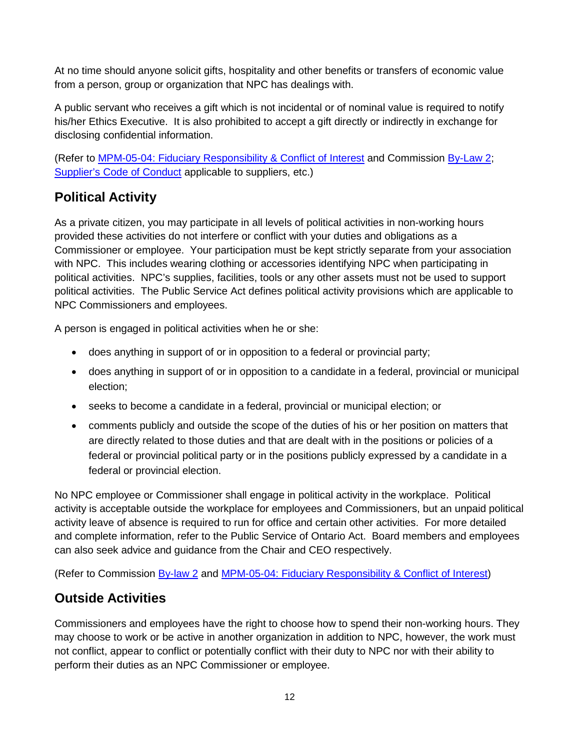At no time should anyone solicit gifts, hospitality and other benefits or transfers of economic value from a person, group or organization that NPC has dealings with.

A public servant who receives a gift which is not incidental or of nominal value is required to notify his/her Ethics Executive. It is also prohibited to accept a gift directly or indirectly in exchange for disclosing confidential information.

(Refer to MPM-05-04: Fiduciary Responsibility & Conflict of Interest and Commission By-Law 2; Supplier's Code of Conduct applicable to suppliers, etc.)

## Political Activity

As a private citizen, you may participate in all levels of political activities in non-working hours provided these activities do not interfere or conflict with your duties and obligations as a Commissioner or employee. Your participation must be kept strictly separate from your association with NPC. This includes wearing clothing or accessories identifying NPC when participating in political activities. NPC's supplies, facilities, tools or any other assets must not be used to support political activities. The Public Service Act defines political activity provisions which are applicable to NPC Commissioners and employees.

A person is engaged in political activities when he or she:

- does anything in support of or in opposition to a federal or provincial party;
- does anything in support of or in opposition to a candidate in a federal, provincial or municipal election;
- seeks to become a candidate in a federal, provincial or municipal election; or
- comments publicly and outside the scope of the duties of his or her position on matters that are directly related to those duties and that are dealt with in the positions or policies of a federal or provincial political party or in the positions publicly expressed by a candidate in a federal or provincial election.

No NPC employee or Commissioner shall engage in political activity in the workplace. Political activity is acceptable outside the workplace for employees and Commissioners, but an unpaid political activity leave of absence is required to run for office and certain other activities. For more detailed and complete information, refer to the Public Service of Ontario Act. Board members and employees can also seek advice and guidance from the Chair and CEO respectively.

(Refer to Commission By-law 2 and MPM-05-04: Fiduciary Responsibility & Conflict of Interest)

## Outside Activities

Commissioners and employees have the right to choose how to spend their non-working hours. They may choose to work or be active in another organization in addition to NPC, however, the work must not conflict, appear to conflict or potentially conflict with their duty to NPC nor with their ability to perform their duties as an NPC Commissioner or employee.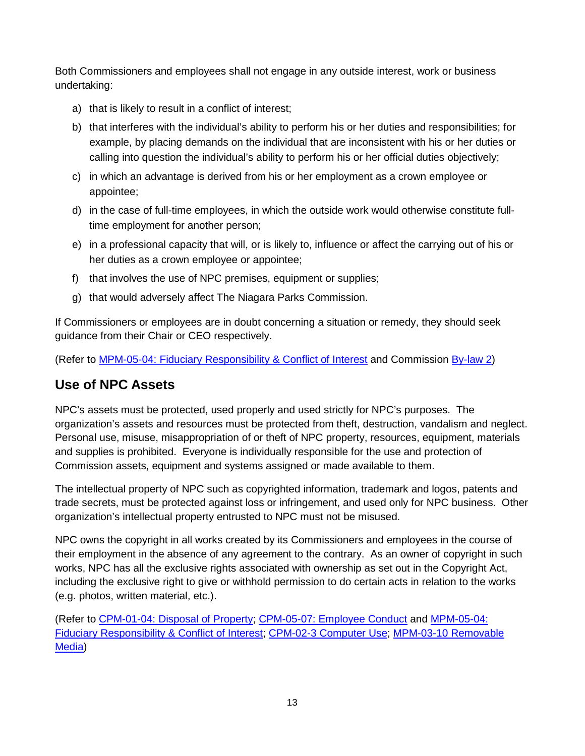Both Commissioners and employees shall not engage in any outside interest, work or business undertaking:

a) that is likely to result in a conflict of interest;

b) that interferes with the individual's ability to perform his or her duties and responsibilities; for example, by placing demands on the individual that are inconsistent with his or her duties or calling into question the individual's ability to perform his or her official duties objectively;

c) in which an advantage is derived from his or her employment as a crown employee or appointee;

d) in the case of full-time employees, in which the outside work would otherwise constitute full-time employment for another person;

e) in a professional capacity that will, or is likely to, influence or affect the carrying out of his or her duties as a crown employee or appointee;

f) that involves the use of NPC premises, equipment or supplies;

g) that would adversely affect The Niagara Parks Commission.

If Commissioners or employees are in doubt concerning a situation or remedy, they should seek guidance from their Chair or CEO respectively.

(Refer to MPM-05-04: Fiduciary Responsibility & Conflict of Interest and Commission By-law 2)

## Use of NPC Assets

NPC's assets must be protected, used properly and used strictly for NPC's purposes. The organization's assets and resources must be protected from theft, destruction, vandalism and neglect. Personal use, misuse, misappropriation of or theft of NPC property, resources, equipment, materials and supplies is prohibited. Everyone is individually responsible for the use and protection of Commission assets, equipment and systems assigned or made available to them.

The intellectual property of NPC such as copyrighted information, trademark and logos, patents and trade secrets, must be protected against loss or infringement, and used only for NPC business. Other organization's intellectual property entrusted to NPC must not be misused.

NPC owns the copyright in all works created by its Commissioners and employees in the course of their employment in the absence of any agreement to the contrary. As an owner of copyright in such works, NPC has all the exclusive rights associated with ownership as set out in the Copyright Act, including the exclusive right to give or withhold permission to do certain acts in relation to the works (e.g. photos, written material, etc.).

(Refer to CPM-01-04: Disposal of Property; CPM-05-07: Employee Conduct and MPM-05-04: Fiduciary Responsibility & Conflict of Interest; CPM-02-3 Computer Use; MPM-03-10 Removable Media)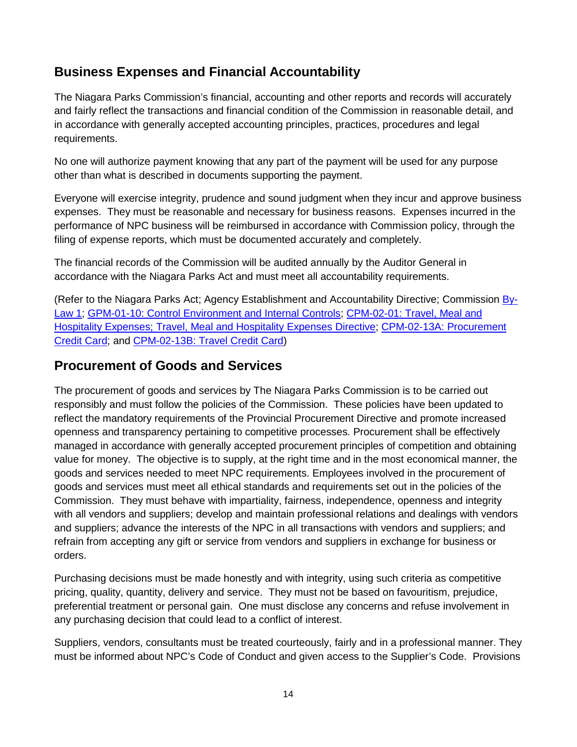## Business Expenses and Financial Accountability

The Niagara Parks Commission's financial, accounting and other reports and records will accurately and fairly reflect the transactions and financial condition of the Commission in reasonable detail, and in accordance with generally accepted accounting principles, practices, procedures and legal requirements.

No one will authorize payment knowing that any part of the payment will be used for any purpose other than what is described in documents supporting the payment.

Everyone will exercise integrity, prudence and sound judgment when they incur and approve business expenses. They must be reasonable and necessary for business reasons. Expenses incurred in the performance of NPC business will be reimbursed in accordance with Commission policy, through the filing of expense reports, which must be documented accurately and completely.

The financial records of the Commission will be audited annually by the Auditor General in accordance with the Niagara Parks Act and must meet all accountability requirements.

(Refer to the Niagara Parks Act; Agency Establishment and Accountability Directive; Commission By-Law 1; GPM-01-10: Control Environment and Internal Controls; CPM-02-01: Travel, Meal and Hospitality Expenses; Travel, Meal and Hospitality Expenses Directive; CPM-02-13A: Procurement Credit Card; and CPM-02-13B: Travel Credit Card)

## Procurement of Goods and Services

The procurement of goods and services by The Niagara Parks Commission is to be carried out responsibly and must follow the policies of the Commission. These policies have been updated to reflect the mandatory requirements of the Provincial Procurement Directive and promote increased openness and transparency pertaining to competitive processes. Procurement shall be effectively managed in accordance with generally accepted procurement principles of competition and obtaining value for money. The objective is to supply, at the right time and in the most economical manner, the goods and services needed to meet NPC requirements. Employees involved in the procurement of goods and services must meet all ethical standards and requirements set out in the policies of the Commission. They must behave with impartiality, fairness, independence, openness and integrity with all vendors and suppliers; develop and maintain professional relations and dealings with vendors and suppliers; advance the interests of the NPC in all transactions with vendors and suppliers; and refrain from accepting any gift or service from vendors and suppliers in exchange for business or orders.

Purchasing decisions must be made honestly and with integrity, using such criteria as competitive pricing, quality, quantity, delivery and service. They must not be based on favouritism, prejudice, preferential treatment or personal gain. One must disclose any concerns and refuse involvement in any purchasing decision that could lead to a conflict of interest.

Suppliers, vendors, consultants must be treated courteously, fairly and in a professional manner. They must be informed about NPC's Code of Conduct and given access to the Supplier's Code. Provisions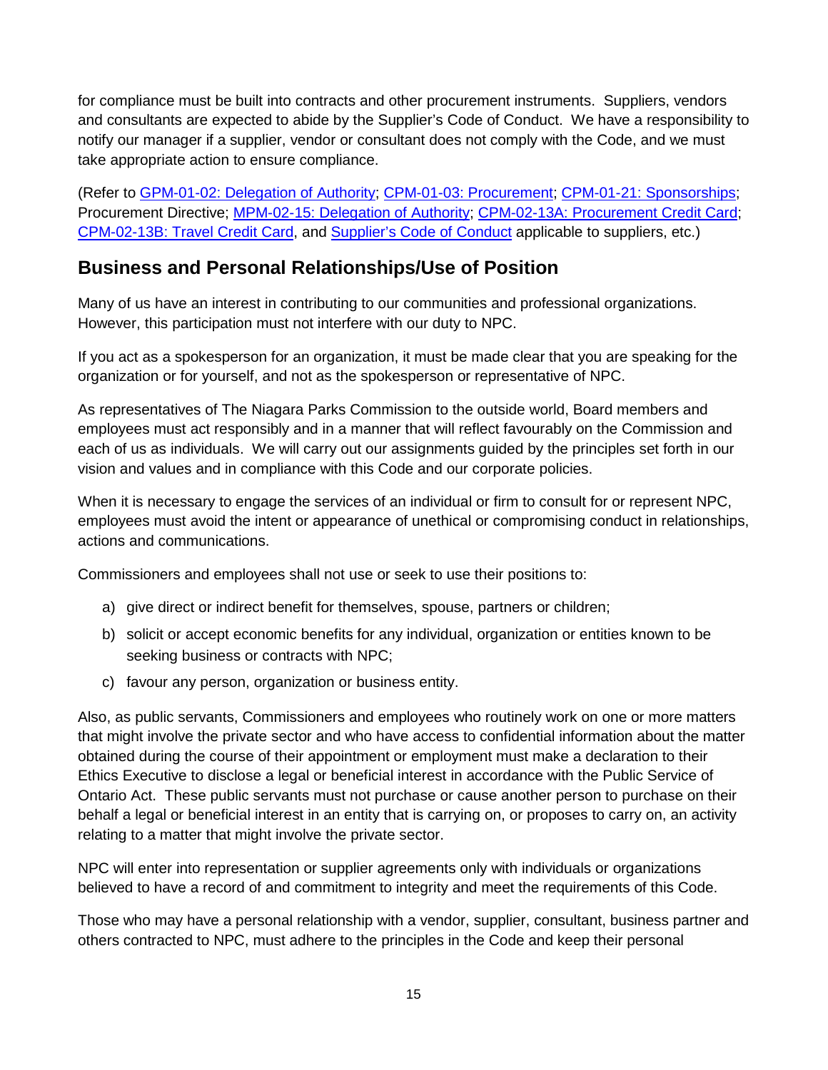for compliance must be built into contracts and other procurement instruments. Suppliers, vendors and consultants are expected to abide by the Supplier's Code of Conduct. We have a responsibility to notify our manager if a supplier, vendor or consultant does not comply with the Code, and we must take appropriate action to ensure compliance.

(Refer to GPM-01-02: Delegation of Authority; CPM-01-03: Procurement; CPM-01-21: Sponsorships; Procurement Directive; MPM-02-15: Delegation of Authority; CPM-02-13A: Procurement Credit Card; CPM-02-13B: Travel Credit Card, and Supplier's Code of Conduct applicable to suppliers, etc.)

## Business and Personal Relationships/Use of Position

Many of us have an interest in contributing to our communities and professional organizations. However, this participation must not interfere with our duty to NPC.

If you act as a spokesperson for an organization, it must be made clear that you are speaking for the organization or for yourself, and not as the spokesperson or representative of NPC.

As representatives of The Niagara Parks Commission to the outside world, Board members and employees must act responsibly and in a manner that will reflect favourably on the Commission and each of us as individuals. We will carry out our assignments guided by the principles set forth in our vision and values and in compliance with this Code and our corporate policies.

When it is necessary to engage the services of an individual or firm to consult for or represent NPC, employees must avoid the intent or appearance of unethical or compromising conduct in relationships, actions and communications.

Commissioners and employees shall not use or seek to use their positions to:

a) give direct or indirect benefit for themselves, spouse, partners or children;
b) solicit or accept economic benefits for any individual, organization or entities known to be seeking business or contracts with NPC;
c) favour any person, organization or business entity.

Also, as public servants, Commissioners and employees who routinely work on one or more matters that might involve the private sector and who have access to confidential information about the matter obtained during the course of their appointment or employment must make a declaration to their Ethics Executive to disclose a legal or beneficial interest in accordance with the Public Service of Ontario Act. These public servants must not purchase or cause another person to purchase on their behalf a legal or beneficial interest in an entity that is carrying on, or proposes to carry on, an activity relating to a matter that might involve the private sector.

NPC will enter into representation or supplier agreements only with individuals or organizations believed to have a record of and commitment to integrity and meet the requirements of this Code.

Those who may have a personal relationship with a vendor, supplier, consultant, business partner and others contracted to NPC, must adhere to the principles in the Code and keep their personal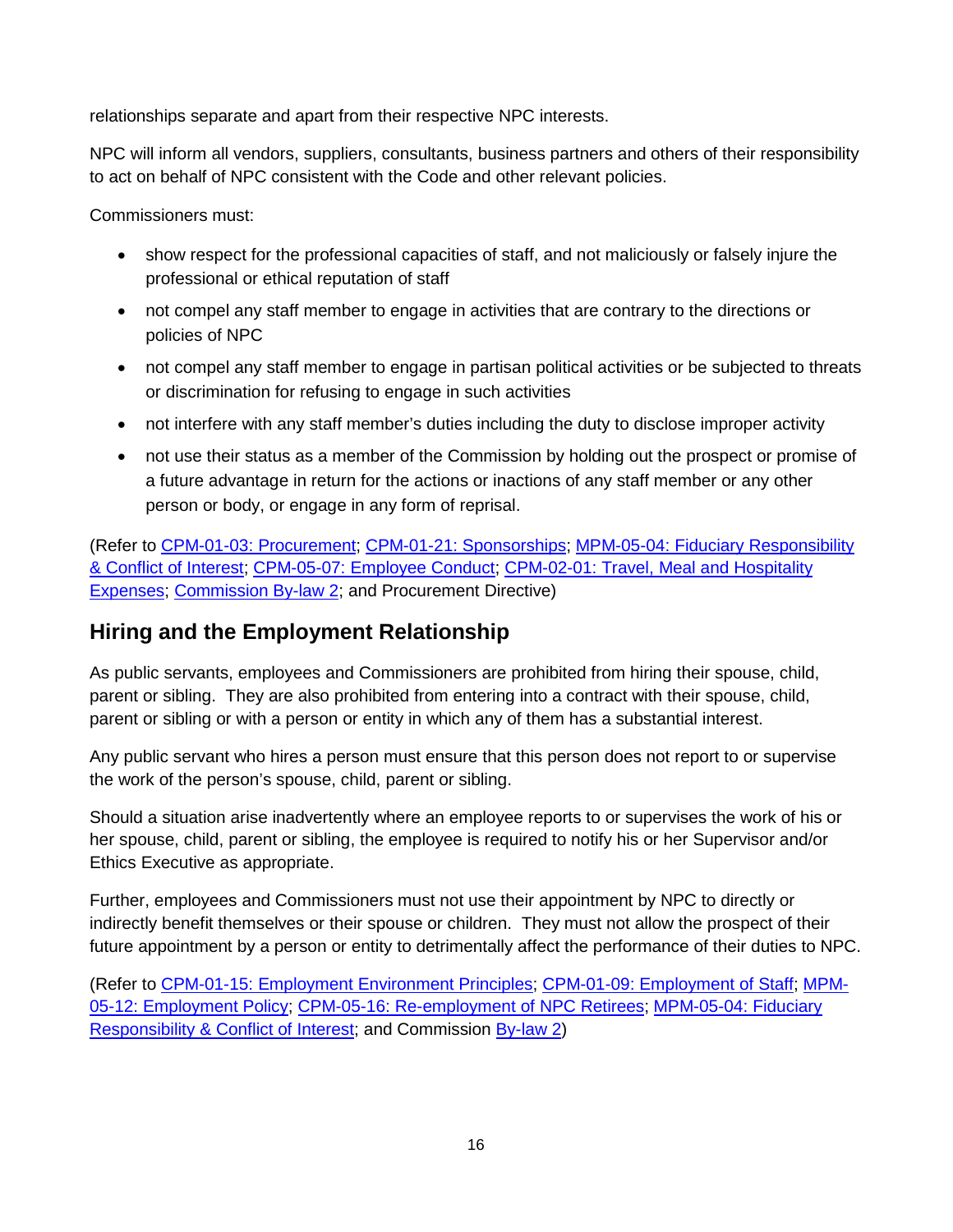relationships separate and apart from their respective NPC interests.

NPC will inform all vendors, suppliers, consultants, business partners and others of their responsibility to act on behalf of NPC consistent with the Code and other relevant policies.

Commissioners must:

- show respect for the professional capacities of staff, and not maliciously or falsely injure the professional or ethical reputation of staff
- not compel any staff member to engage in activities that are contrary to the directions or policies of NPC
- not compel any staff member to engage in partisan political activities or be subjected to threats or discrimination for refusing to engage in such activities
- not interfere with any staff member's duties including the duty to disclose improper activity
- not use their status as a member of the Commission by holding out the prospect or promise of a future advantage in return for the actions or inactions of any staff member or any other person or body, or engage in any form of reprisal.

(Refer to CPM-01-03: Procurement; CPM-01-21: Sponsorships; MPM-05-04: Fiduciary Responsibility & Conflict of Interest; CPM-05-07: Employee Conduct; CPM-02-01: Travel, Meal and Hospitality Expenses; Commission By-law 2; and Procurement Directive)

## Hiring and the Employment Relationship

As public servants, employees and Commissioners are prohibited from hiring their spouse, child, parent or sibling. They are also prohibited from entering into a contract with their spouse, child, parent or sibling or with a person or entity in which any of them has a substantial interest.

Any public servant who hires a person must ensure that this person does not report to or supervise the work of the person's spouse, child, parent or sibling.

Should a situation arise inadvertently where an employee reports to or supervises the work of his or her spouse, child, parent or sibling, the employee is required to notify his or her Supervisor and/or Ethics Executive as appropriate.

Further, employees and Commissioners must not use their appointment by NPC to directly or indirectly benefit themselves or their spouse or children. They must not allow the prospect of their future appointment by a person or entity to detrimentally affect the performance of their duties to NPC.

(Refer to CPM-01-15: Employment Environment Principles; CPM-01-09: Employment of Staff; MPM-05-12: Employment Policy; CPM-05-16: Re-employment of NPC Retirees; MPM-05-04: Fiduciary Responsibility & Conflict of Interest; and Commission By-law 2)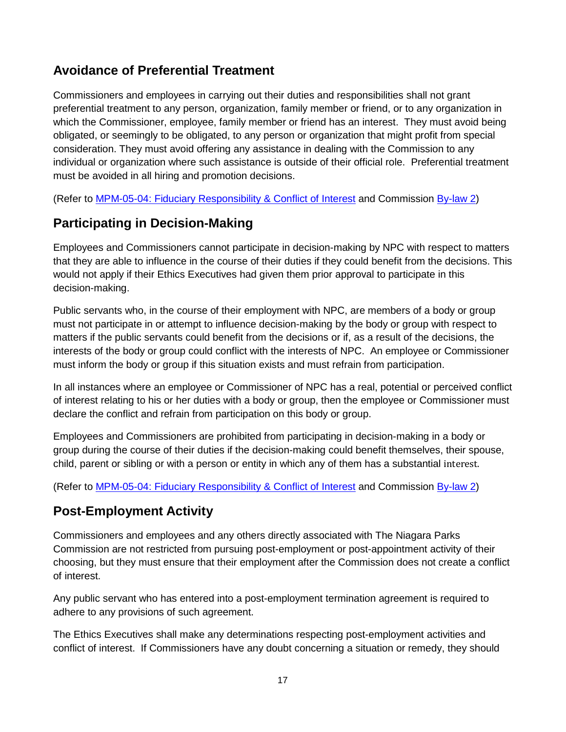## Avoidance of Preferential Treatment

Commissioners and employees in carrying out their duties and responsibilities shall not grant preferential treatment to any person, organization, family member or friend, or to any organization in which the Commissioner, employee, family member or friend has an interest. They must avoid being obligated, or seemingly to be obligated, to any person or organization that might profit from special consideration. They must avoid offering any assistance in dealing with the Commission to any individual or organization where such assistance is outside of their official role. Preferential treatment must be avoided in all hiring and promotion decisions.

(Refer to MPM-05-04: Fiduciary Responsibility & Conflict of Interest and Commission By-law 2)

## Participating in Decision-Making

Employees and Commissioners cannot participate in decision-making by NPC with respect to matters that they are able to influence in the course of their duties if they could benefit from the decisions. This would not apply if their Ethics Executives had given them prior approval to participate in this decision-making.

Public servants who, in the course of their employment with NPC, are members of a body or group must not participate in or attempt to influence decision-making by the body or group with respect to matters if the public servants could benefit from the decisions or if, as a result of the decisions, the interests of the body or group could conflict with the interests of NPC. An employee or Commissioner must inform the body or group if this situation exists and must refrain from participation.

In all instances where an employee or Commissioner of NPC has a real, potential or perceived conflict of interest relating to his or her duties with a body or group, then the employee or Commissioner must declare the conflict and refrain from participation on this body or group.

Employees and Commissioners are prohibited from participating in decision-making in a body or group during the course of their duties if the decision-making could benefit themselves, their spouse, child, parent or sibling or with a person or entity in which any of them has a substantial interest.

(Refer to MPM-05-04: Fiduciary Responsibility & Conflict of Interest and Commission By-law 2)

## Post-Employment Activity

Commissioners and employees and any others directly associated with The Niagara Parks Commission are not restricted from pursuing post-employment or post-appointment activity of their choosing, but they must ensure that their employment after the Commission does not create a conflict of interest.

Any public servant who has entered into a post-employment termination agreement is required to adhere to any provisions of such agreement.

The Ethics Executives shall make any determinations respecting post-employment activities and conflict of interest. If Commissioners have any doubt concerning a situation or remedy, they should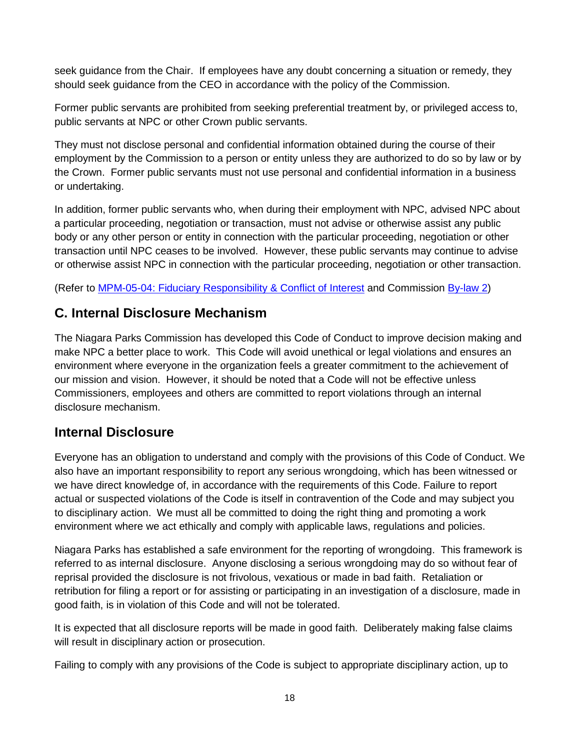seek guidance from the Chair. If employees have any doubt concerning a situation or remedy, they should seek guidance from the CEO in accordance with the policy of the Commission.

Former public servants are prohibited from seeking preferential treatment by, or privileged access to, public servants at NPC or other Crown public servants.

They must not disclose personal and confidential information obtained during the course of their employment by the Commission to a person or entity unless they are authorized to do so by law or by the Crown. Former public servants must not use personal and confidential information in a business or undertaking.

In addition, former public servants who, when during their employment with NPC, advised NPC about a particular proceeding, negotiation or transaction, must not advise or otherwise assist any public body or any other person or entity in connection with the particular proceeding, negotiation or other transaction until NPC ceases to be involved. However, these public servants may continue to advise or otherwise assist NPC in connection with the particular proceeding, negotiation or other transaction.

(Refer to MPM-05-04: Fiduciary Responsibility & Conflict of Interest and Commission By-law 2)

## C. Internal Disclosure Mechanism

The Niagara Parks Commission has developed this Code of Conduct to improve decision making and make NPC a better place to work. This Code will avoid unethical or legal violations and ensures an environment where everyone in the organization feels a greater commitment to the achievement of our mission and vision. However, it should be noted that a Code will not be effective unless Commissioners, employees and others are committed to report violations through an internal disclosure mechanism.

## Internal Disclosure

Everyone has an obligation to understand and comply with the provisions of this Code of Conduct. We also have an important responsibility to report any serious wrongdoing, which has been witnessed or we have direct knowledge of, in accordance with the requirements of this Code. Failure to report actual or suspected violations of the Code is itself in contravention of the Code and may subject you to disciplinary action. We must all be committed to doing the right thing and promoting a work environment where we act ethically and comply with applicable laws, regulations and policies.

Niagara Parks has established a safe environment for the reporting of wrongdoing. This framework is referred to as internal disclosure. Anyone disclosing a serious wrongdoing may do so without fear of reprisal provided the disclosure is not frivolous, vexatious or made in bad faith. Retaliation or retribution for filing a report or for assisting or participating in an investigation of a disclosure, made in good faith, is in violation of this Code and will not be tolerated.

It is expected that all disclosure reports will be made in good faith. Deliberately making false claims will result in disciplinary action or prosecution.

Failing to comply with any provisions of the Code is subject to appropriate disciplinary action, up to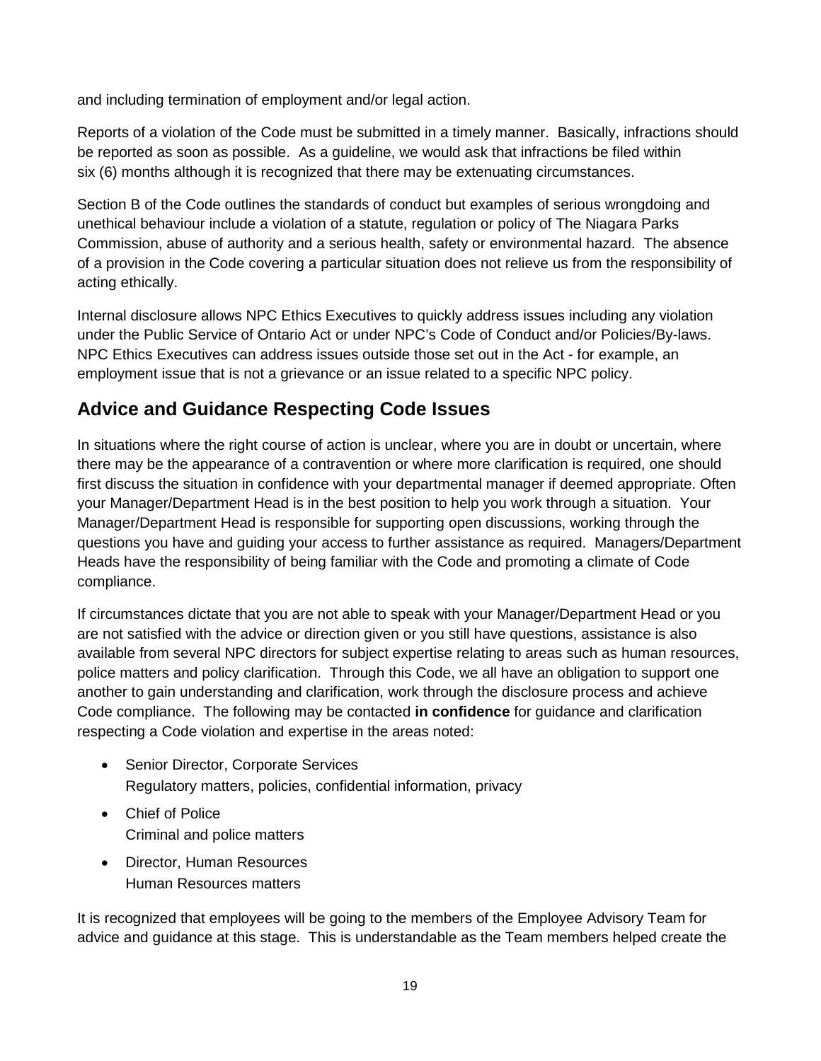and including termination of employment and/or legal action.

Reports of a violation of the Code must be submitted in a timely manner. Basically, infractions should be reported as soon as possible. As a guideline, we would ask that infractions be filed within six (6) months although it is recognized that there may be extenuating circumstances.

Section B of the Code outlines the standards of conduct but examples of serious wrongdoing and unethical behaviour include a violation of a statute, regulation or policy of The Niagara Parks Commission, abuse of authority and a serious health, safety or environmental hazard. The absence of a provision in the Code covering a particular situation does not relieve us from the responsibility of acting ethically.

Internal disclosure allows NPC Ethics Executives to quickly address issues including any violation under the Public Service of Ontario Act or under NPC's Code of Conduct and/or Policies/By-laws. NPC Ethics Executives can address issues outside those set out in the Act - for example, an employment issue that is not a grievance or an issue related to a specific NPC policy.

## Advice and Guidance Respecting Code Issues

In situations where the right course of action is unclear, where you are in doubt or uncertain, where there may be the appearance of a contravention or where more clarification is required, one should first discuss the situation in confidence with your departmental manager if deemed appropriate. Often your Manager/Department Head is in the best position to help you work through a situation. Your Manager/Department Head is responsible for supporting open discussions, working through the questions you have and guiding your access to further assistance as required. Managers/Department Heads have the responsibility of being familiar with the Code and promoting a climate of Code compliance.

If circumstances dictate that you are not able to speak with your Manager/Department Head or you are not satisfied with the advice or direction given or you still have questions, assistance is also available from several NPC directors for subject expertise relating to areas such as human resources, police matters and policy clarification. Through this Code, we all have an obligation to support one another to gain understanding and clarification, work through the disclosure process and achieve Code compliance. The following may be contacted **in confidence** for guidance and clarification respecting a Code violation and expertise in the areas noted:

- Senior Director, Corporate Services
  Regulatory matters, policies, confidential information, privacy
- Chief of Police
  Criminal and police matters
- Director, Human Resources
  Human Resources matters

It is recognized that employees will be going to the members of the Employee Advisory Team for advice and guidance at this stage. This is understandable as the Team members helped create the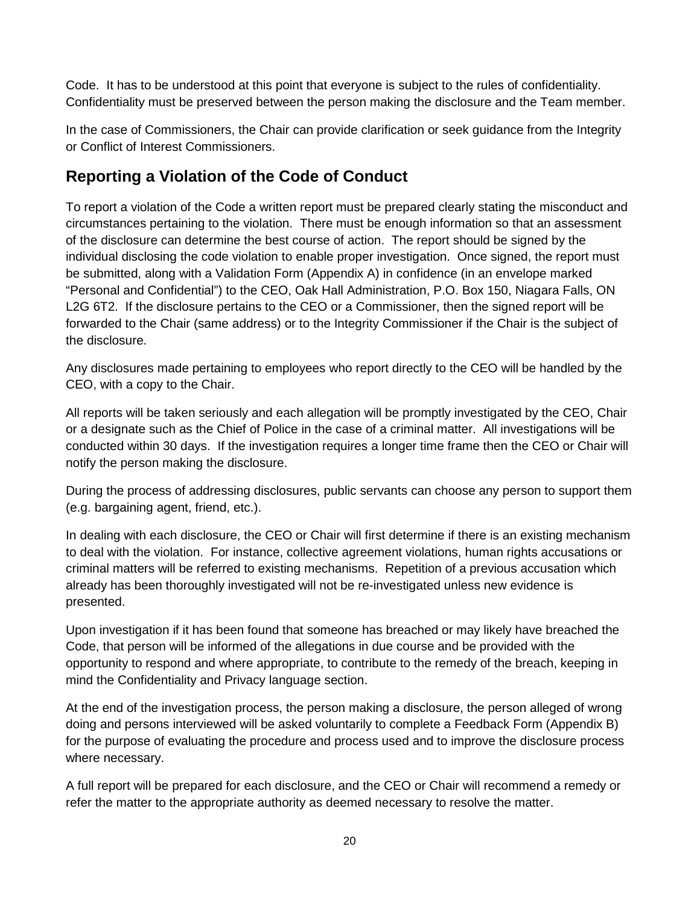Code. It has to be understood at this point that everyone is subject to the rules of confidentiality. Confidentiality must be preserved between the person making the disclosure and the Team member.

In the case of Commissioners, the Chair can provide clarification or seek guidance from the Integrity or Conflict of Interest Commissioners.

## Reporting a Violation of the Code of Conduct

To report a violation of the Code a written report must be prepared clearly stating the misconduct and circumstances pertaining to the violation. There must be enough information so that an assessment of the disclosure can determine the best course of action. The report should be signed by the individual disclosing the code violation to enable proper investigation. Once signed, the report must be submitted, along with a Validation Form (Appendix A) in confidence (in an envelope marked "Personal and Confidential") to the CEO, Oak Hall Administration, P.O. Box 150, Niagara Falls, ON L2G 6T2. If the disclosure pertains to the CEO or a Commissioner, then the signed report will be forwarded to the Chair (same address) or to the Integrity Commissioner if the Chair is the subject of the disclosure.

Any disclosures made pertaining to employees who report directly to the CEO will be handled by the CEO, with a copy to the Chair.

All reports will be taken seriously and each allegation will be promptly investigated by the CEO, Chair or a designate such as the Chief of Police in the case of a criminal matter. All investigations will be conducted within 30 days. If the investigation requires a longer time frame then the CEO or Chair will notify the person making the disclosure.

During the process of addressing disclosures, public servants can choose any person to support them (e.g. bargaining agent, friend, etc.).

In dealing with each disclosure, the CEO or Chair will first determine if there is an existing mechanism to deal with the violation. For instance, collective agreement violations, human rights accusations or criminal matters will be referred to existing mechanisms. Repetition of a previous accusation which already has been thoroughly investigated will not be re-investigated unless new evidence is presented.

Upon investigation if it has been found that someone has breached or may likely have breached the Code, that person will be informed of the allegations in due course and be provided with the opportunity to respond and where appropriate, to contribute to the remedy of the breach, keeping in mind the Confidentiality and Privacy language section.

At the end of the investigation process, the person making a disclosure, the person alleged of wrong doing and persons interviewed will be asked voluntarily to complete a Feedback Form (Appendix B) for the purpose of evaluating the procedure and process used and to improve the disclosure process where necessary.

A full report will be prepared for each disclosure, and the CEO or Chair will recommend a remedy or refer the matter to the appropriate authority as deemed necessary to resolve the matter.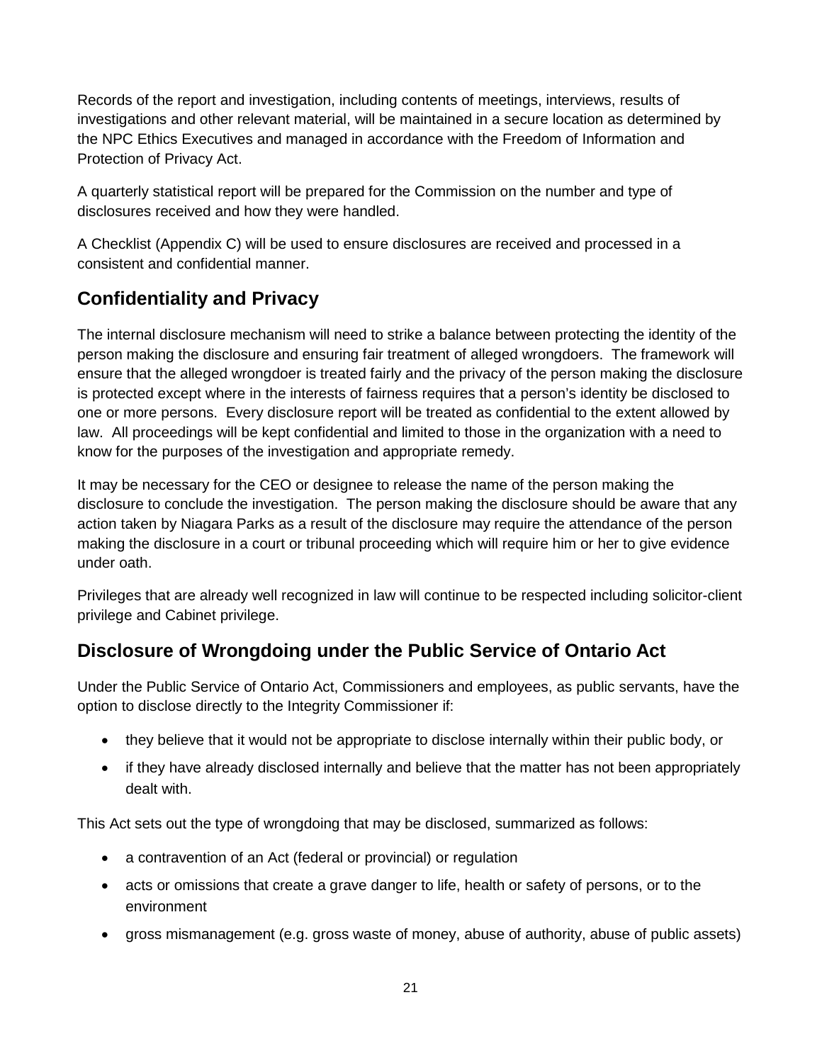Records of the report and investigation, including contents of meetings, interviews, results of investigations and other relevant material, will be maintained in a secure location as determined by the NPC Ethics Executives and managed in accordance with the Freedom of Information and Protection of Privacy Act.

A quarterly statistical report will be prepared for the Commission on the number and type of disclosures received and how they were handled.

A Checklist (Appendix C) will be used to ensure disclosures are received and processed in a consistent and confidential manner.

## Confidentiality and Privacy

The internal disclosure mechanism will need to strike a balance between protecting the identity of the person making the disclosure and ensuring fair treatment of alleged wrongdoers. The framework will ensure that the alleged wrongdoer is treated fairly and the privacy of the person making the disclosure is protected except where in the interests of fairness requires that a person's identity be disclosed to one or more persons. Every disclosure report will be treated as confidential to the extent allowed by law. All proceedings will be kept confidential and limited to those in the organization with a need to know for the purposes of the investigation and appropriate remedy.

It may be necessary for the CEO or designee to release the name of the person making the disclosure to conclude the investigation. The person making the disclosure should be aware that any action taken by Niagara Parks as a result of the disclosure may require the attendance of the person making the disclosure in a court or tribunal proceeding which will require him or her to give evidence under oath.

Privileges that are already well recognized in law will continue to be respected including solicitor-client privilege and Cabinet privilege.

## Disclosure of Wrongdoing under the Public Service of Ontario Act

Under the Public Service of Ontario Act, Commissioners and employees, as public servants, have the option to disclose directly to the Integrity Commissioner if:

- they believe that it would not be appropriate to disclose internally within their public body, or
- if they have already disclosed internally and believe that the matter has not been appropriately dealt with.

This Act sets out the type of wrongdoing that may be disclosed, summarized as follows:

- a contravention of an Act (federal or provincial) or regulation
- acts or omissions that create a grave danger to life, health or safety of persons, or to the environment
- gross mismanagement (e.g. gross waste of money, abuse of authority, abuse of public assets)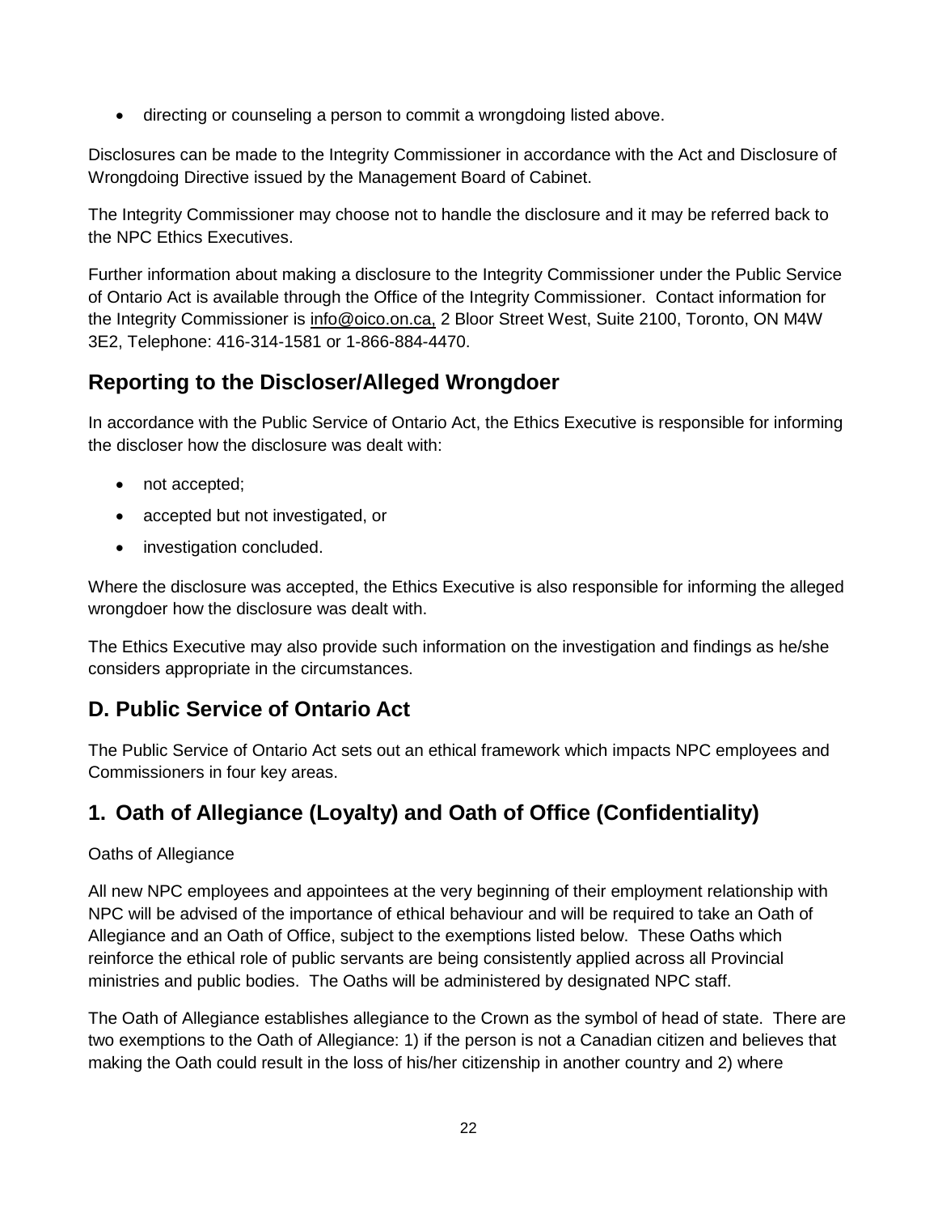- directing or counseling a person to commit a wrongdoing listed above.

Disclosures can be made to the Integrity Commissioner in accordance with the Act and Disclosure of Wrongdoing Directive issued by the Management Board of Cabinet.

The Integrity Commissioner may choose not to handle the disclosure and it may be referred back to the NPC Ethics Executives.

Further information about making a disclosure to the Integrity Commissioner under the Public Service of Ontario Act is available through the Office of the Integrity Commissioner. Contact information for the Integrity Commissioner is info@oico.on.ca, 2 Bloor Street West, Suite 2100, Toronto, ON M4W 3E2, Telephone: 416-314-1581 or 1-866-884-4470.

## Reporting to the Discloser/Alleged Wrongdoer

In accordance with the Public Service of Ontario Act, the Ethics Executive is responsible for informing the discloser how the disclosure was dealt with:

- not accepted;
- accepted but not investigated, or
- investigation concluded.

Where the disclosure was accepted, the Ethics Executive is also responsible for informing the alleged wrongdoer how the disclosure was dealt with.

The Ethics Executive may also provide such information on the investigation and findings as he/she considers appropriate in the circumstances.

## D. Public Service of Ontario Act

The Public Service of Ontario Act sets out an ethical framework which impacts NPC employees and Commissioners in four key areas.

## 1. Oath of Allegiance (Loyalty) and Oath of Office (Confidentiality)

Oaths of Allegiance

All new NPC employees and appointees at the very beginning of their employment relationship with NPC will be advised of the importance of ethical behaviour and will be required to take an Oath of Allegiance and an Oath of Office, subject to the exemptions listed below. These Oaths which reinforce the ethical role of public servants are being consistently applied across all Provincial ministries and public bodies. The Oaths will be administered by designated NPC staff.

The Oath of Allegiance establishes allegiance to the Crown as the symbol of head of state. There are two exemptions to the Oath of Allegiance: 1) if the person is not a Canadian citizen and believes that making the Oath could result in the loss of his/her citizenship in another country and 2) where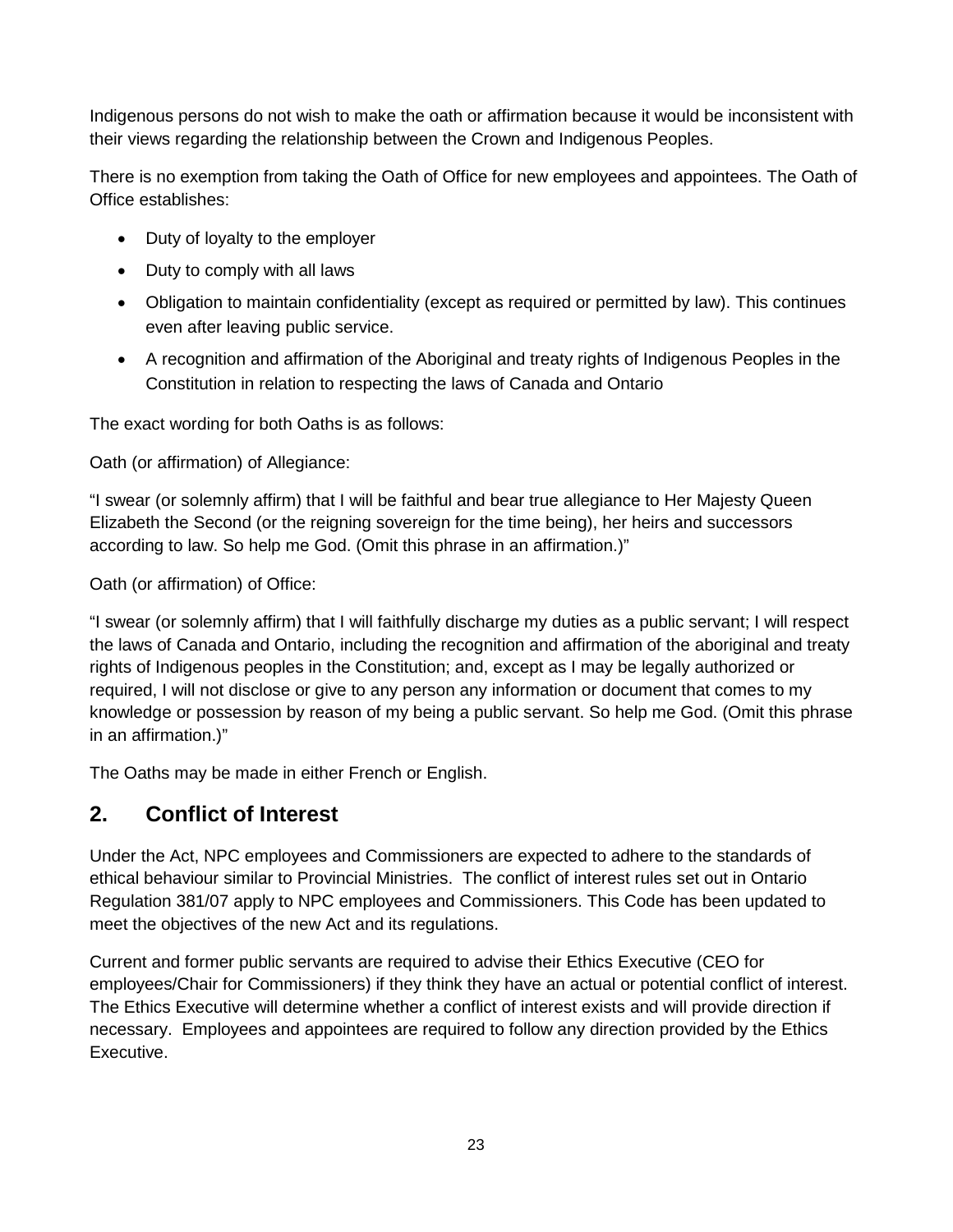Indigenous persons do not wish to make the oath or affirmation because it would be inconsistent with their views regarding the relationship between the Crown and Indigenous Peoples.

There is no exemption from taking the Oath of Office for new employees and appointees. The Oath of Office establishes:

- Duty of loyalty to the employer
- Duty to comply with all laws
- Obligation to maintain confidentiality (except as required or permitted by law). This continues even after leaving public service.
- A recognition and affirmation of the Aboriginal and treaty rights of Indigenous Peoples in the Constitution in relation to respecting the laws of Canada and Ontario

The exact wording for both Oaths is as follows:

Oath (or affirmation) of Allegiance:

"I swear (or solemnly affirm) that I will be faithful and bear true allegiance to Her Majesty Queen Elizabeth the Second (or the reigning sovereign for the time being), her heirs and successors according to law. So help me God. (Omit this phrase in an affirmation.)"

Oath (or affirmation) of Office:

"I swear (or solemnly affirm) that I will faithfully discharge my duties as a public servant; I will respect the laws of Canada and Ontario, including the recognition and affirmation of the aboriginal and treaty rights of Indigenous peoples in the Constitution; and, except as I may be legally authorized or required, I will not disclose or give to any person any information or document that comes to my knowledge or possession by reason of my being a public servant. So help me God. (Omit this phrase in an affirmation.)"

The Oaths may be made in either French or English.

## 2. Conflict of Interest

Under the Act, NPC employees and Commissioners are expected to adhere to the standards of ethical behaviour similar to Provincial Ministries. The conflict of interest rules set out in Ontario Regulation 381/07 apply to NPC employees and Commissioners. This Code has been updated to meet the objectives of the new Act and its regulations.

Current and former public servants are required to advise their Ethics Executive (CEO for employees/Chair for Commissioners) if they think they have an actual or potential conflict of interest. The Ethics Executive will determine whether a conflict of interest exists and will provide direction if necessary. Employees and appointees are required to follow any direction provided by the Ethics Executive.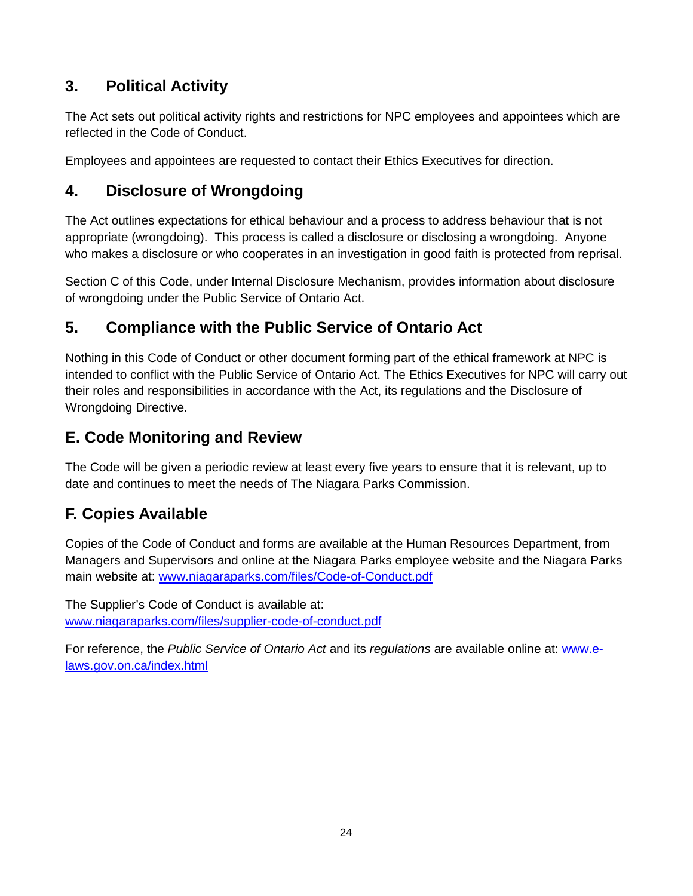## 3. Political Activity

The Act sets out political activity rights and restrictions for NPC employees and appointees which are reflected in the Code of Conduct.

Employees and appointees are requested to contact their Ethics Executives for direction.

## 4. Disclosure of Wrongdoing

The Act outlines expectations for ethical behaviour and a process to address behaviour that is not appropriate (wrongdoing). This process is called a disclosure or disclosing a wrongdoing. Anyone who makes a disclosure or who cooperates in an investigation in good faith is protected from reprisal.

Section C of this Code, under Internal Disclosure Mechanism, provides information about disclosure of wrongdoing under the Public Service of Ontario Act.

## 5. Compliance with the Public Service of Ontario Act

Nothing in this Code of Conduct or other document forming part of the ethical framework at NPC is intended to conflict with the Public Service of Ontario Act. The Ethics Executives for NPC will carry out their roles and responsibilities in accordance with the Act, its regulations and the Disclosure of Wrongdoing Directive.

## E. Code Monitoring and Review

The Code will be given a periodic review at least every five years to ensure that it is relevant, up to date and continues to meet the needs of The Niagara Parks Commission.

## F. Copies Available

Copies of the Code of Conduct and forms are available at the Human Resources Department, from Managers and Supervisors and online at the Niagara Parks employee website and the Niagara Parks main website at: [www.niagaraparks.com/files/Code-of-Conduct.pdf](www.niagaraparks.com/files/Code-of-Conduct.pdf)

The Supplier's Code of Conduct is available at: [www.niagaraparks.com/files/supplier-code-of-conduct.pdf](www.niagaraparks.com/files/supplier-code-of-conduct.pdf)

For reference, the *Public Service of Ontario Act* and its *regulations* are available online at: [www.e-laws.gov.on.ca/index.html](www.e-laws.gov.on.ca/index.html)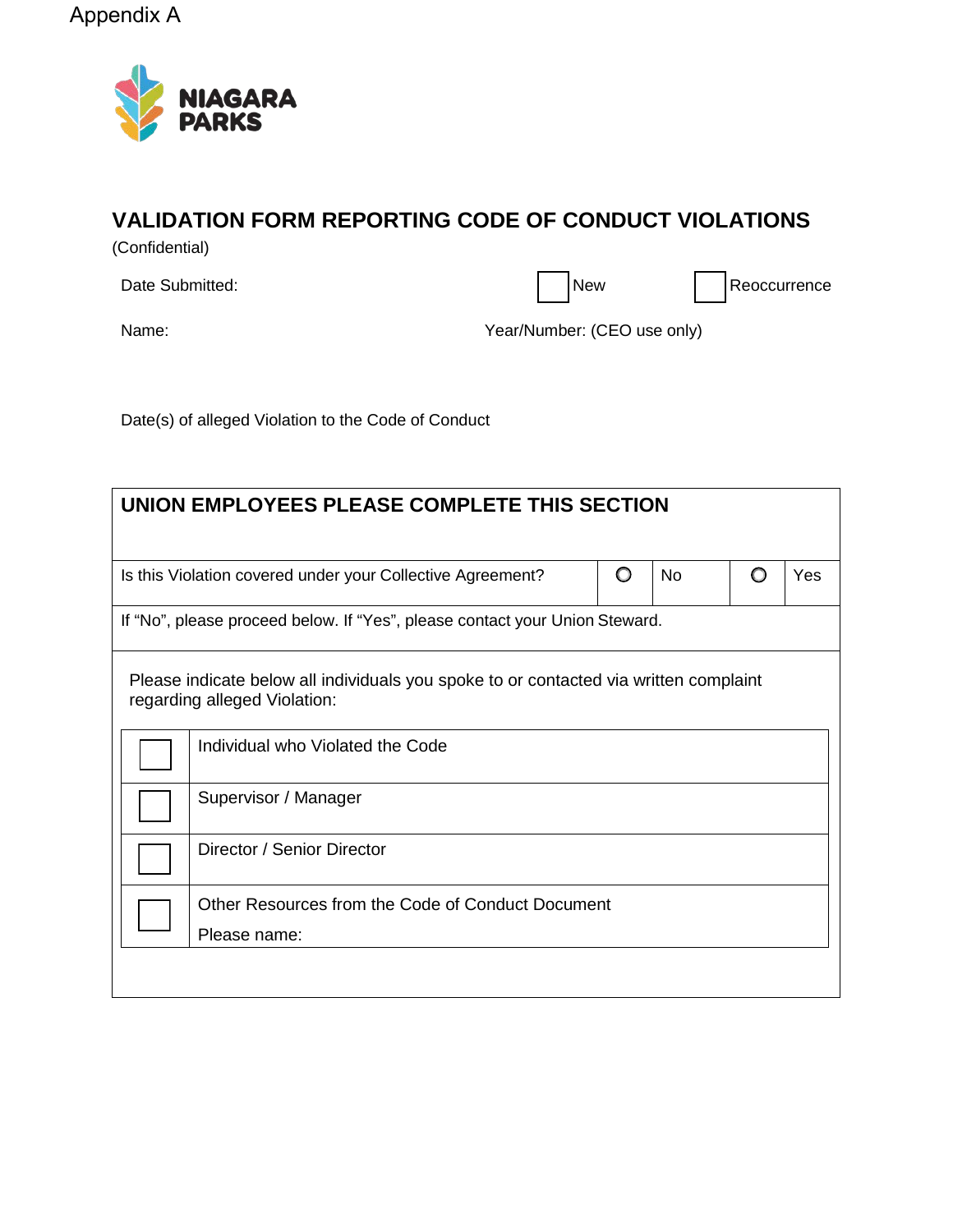Appendix A

NIAGARA PARKS

# VALIDATION FORM REPORTING CODE OF CONDUCT VIOLATIONS

(Confidential)

Date Submitted: ☐ New ☐ Reoccurrence

Name: Year/Number: (CEO use only)

Date(s) of alleged Violation to the Code of Conduct

## UNION EMPLOYEES PLEASE COMPLETE THIS SECTION

| Is this Violation covered under your Collective Agreement? | ○ | No | ○ | Yes |
|---|---|---|---|---|

If “No”, please proceed below. If “Yes”, please contact your Union Steward.

Please indicate below all individuals you spoke to or contacted via written complaint regarding alleged Violation:

| | |
|---|---|
| ☐ | Individual who Violated the Code |
| ☐ | Supervisor / Manager |
| ☐ | Director / Senior Director |
| ☐ | Other Resources from the Code of Conduct Document<br>Please name: |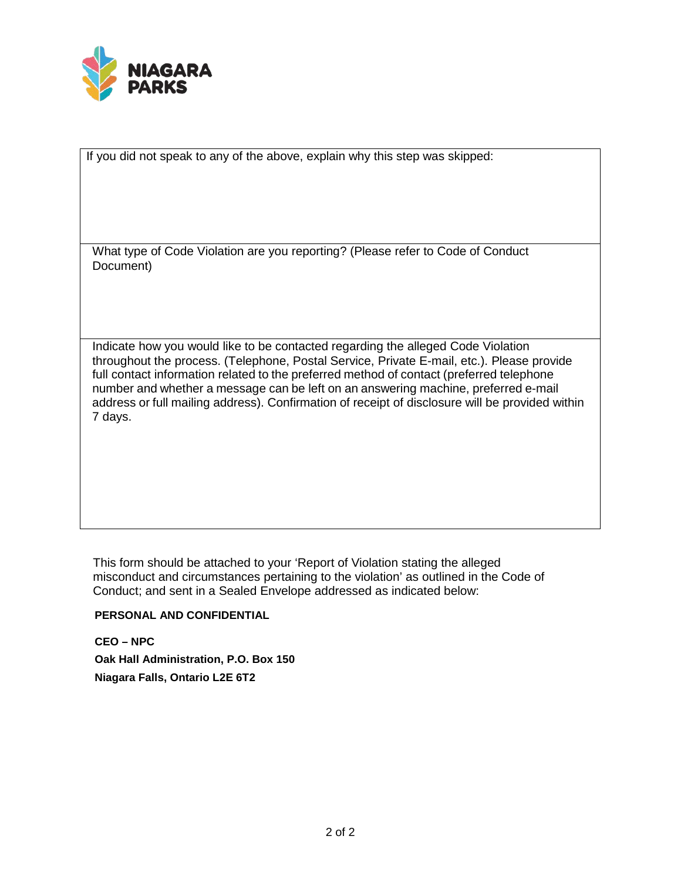| If you did not speak to any of the above, explain why this step was skipped: |
|---|
| What type of Code Violation are you reporting? (Please refer to Code of Conduct Document) |
| Indicate how you would like to be contacted regarding the alleged Code Violation throughout the process. (Telephone, Postal Service, Private E-mail, etc.). Please provide full contact information related to the preferred method of contact (preferred telephone number and whether a message can be left on an answering machine, preferred e-mail address or full mailing address). Confirmation of receipt of disclosure will be provided within 7 days. |

This form should be attached to your 'Report of Violation stating the alleged misconduct and circumstances pertaining to the violation' as outlined in the Code of Conduct; and sent in a Sealed Envelope addressed as indicated below:

**PERSONAL AND CONFIDENTIAL**

**CEO – NPC**
**Oak Hall Administration, P.O. Box 150**
**Niagara Falls, Ontario L2E 6T2**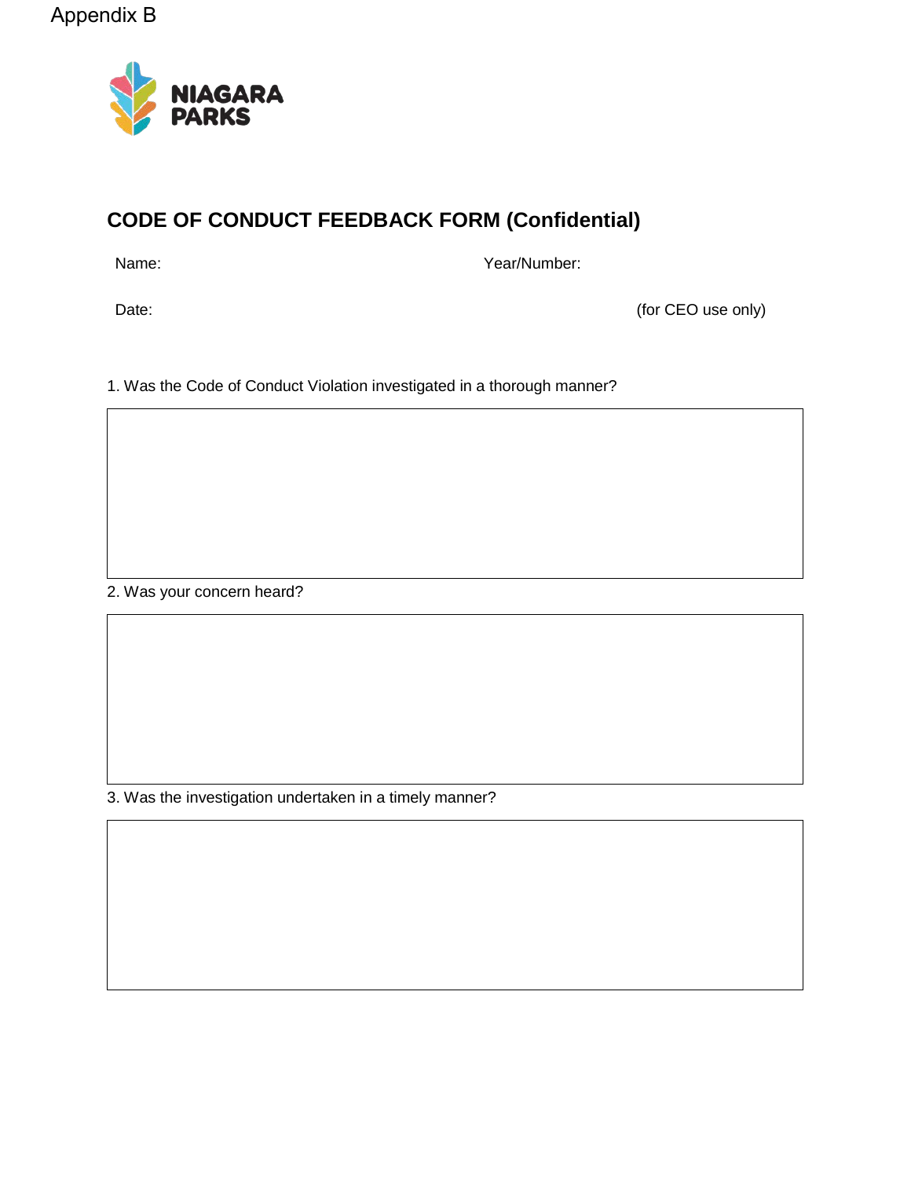Appendix B

NIAGARA PARKS

## CODE OF CONDUCT FEEDBACK FORM (Confidential)

Name: Year/Number:

Date: (for CEO use only)

1. Was the Code of Conduct Violation investigated in a thorough manner?

2. Was your concern heard?

3. Was the investigation undertaken in a timely manner?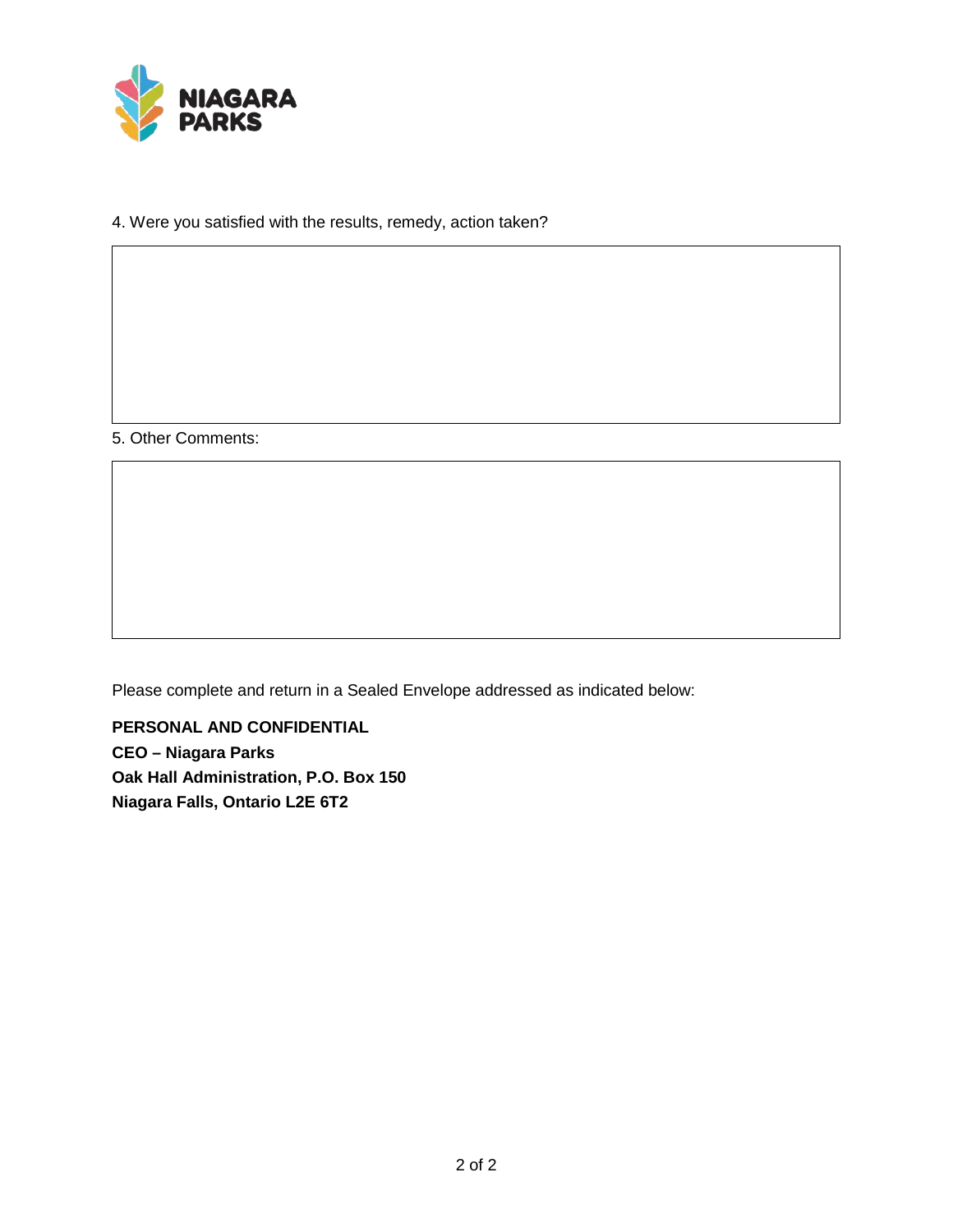4. Were you satisfied with the results, remedy, action taken?

5. Other Comments:

Please complete and return in a Sealed Envelope addressed as indicated below:

**PERSONAL AND CONFIDENTIAL**
**CEO – Niagara Parks**
**Oak Hall Administration, P.O. Box 150**
**Niagara Falls, Ontario L2E 6T2**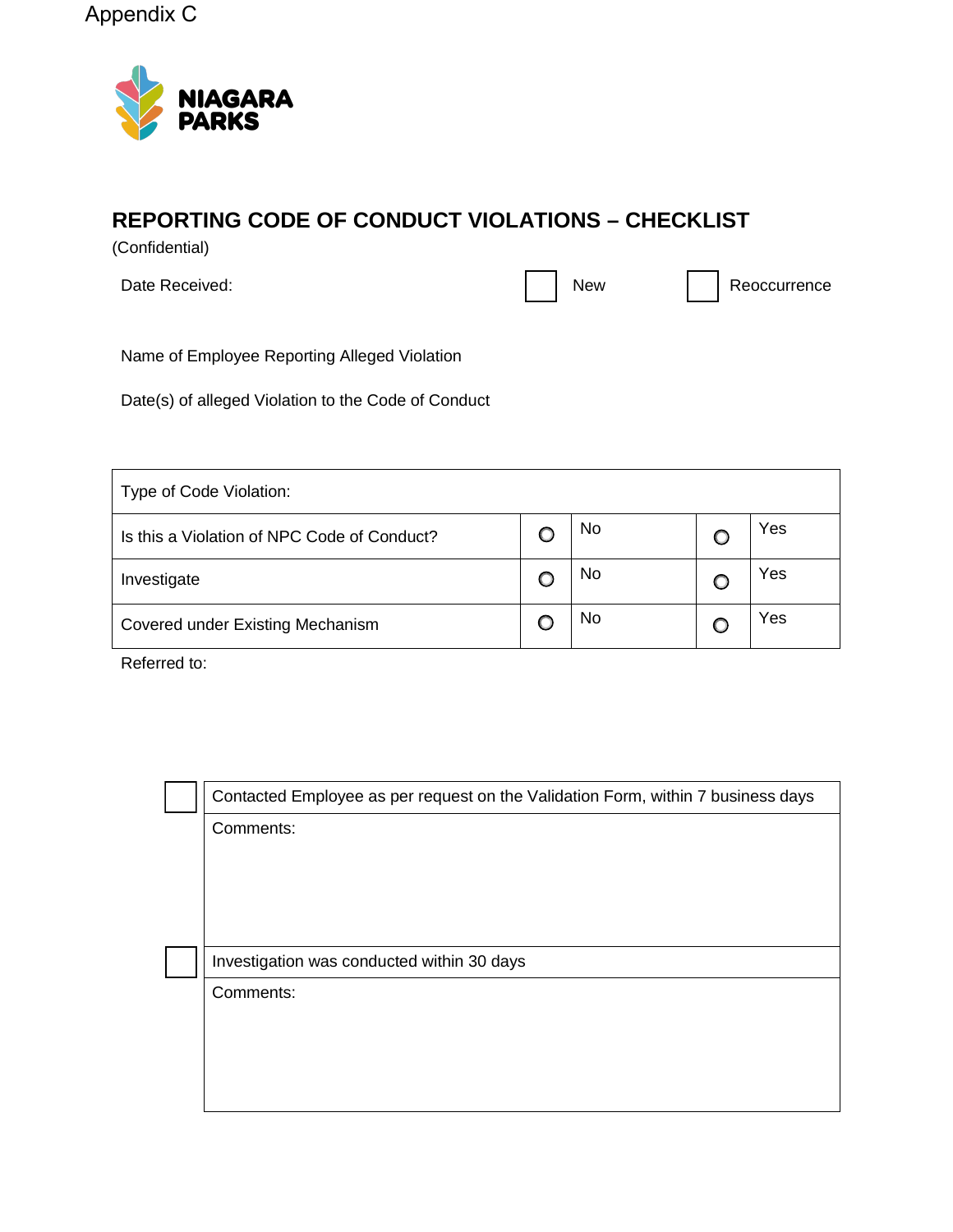Appendix C

NIAGARA PARKS

## REPORTING CODE OF CONDUCT VIOLATIONS – CHECKLIST

(Confidential)

Date Received: ☐ New ☐ Reoccurrence

Name of Employee Reporting Alleged Violation

Date(s) of alleged Violation to the Code of Conduct

| Type of Code Violation: | | | | |
|---|---|---|---|---|
| Is this a Violation of NPC Code of Conduct? | ○ | No | ○ | Yes |
| Investigate | ○ | No | ○ | Yes |
| Covered under Existing Mechanism | ○ | No | ○ | Yes |

Referred to:

| | |
|---|---|
| ☐ | Contacted Employee as per request on the Validation Form, within 7 business days |
| | Comments: |
| ☐ | Investigation was conducted within 30 days |
| | Comments: |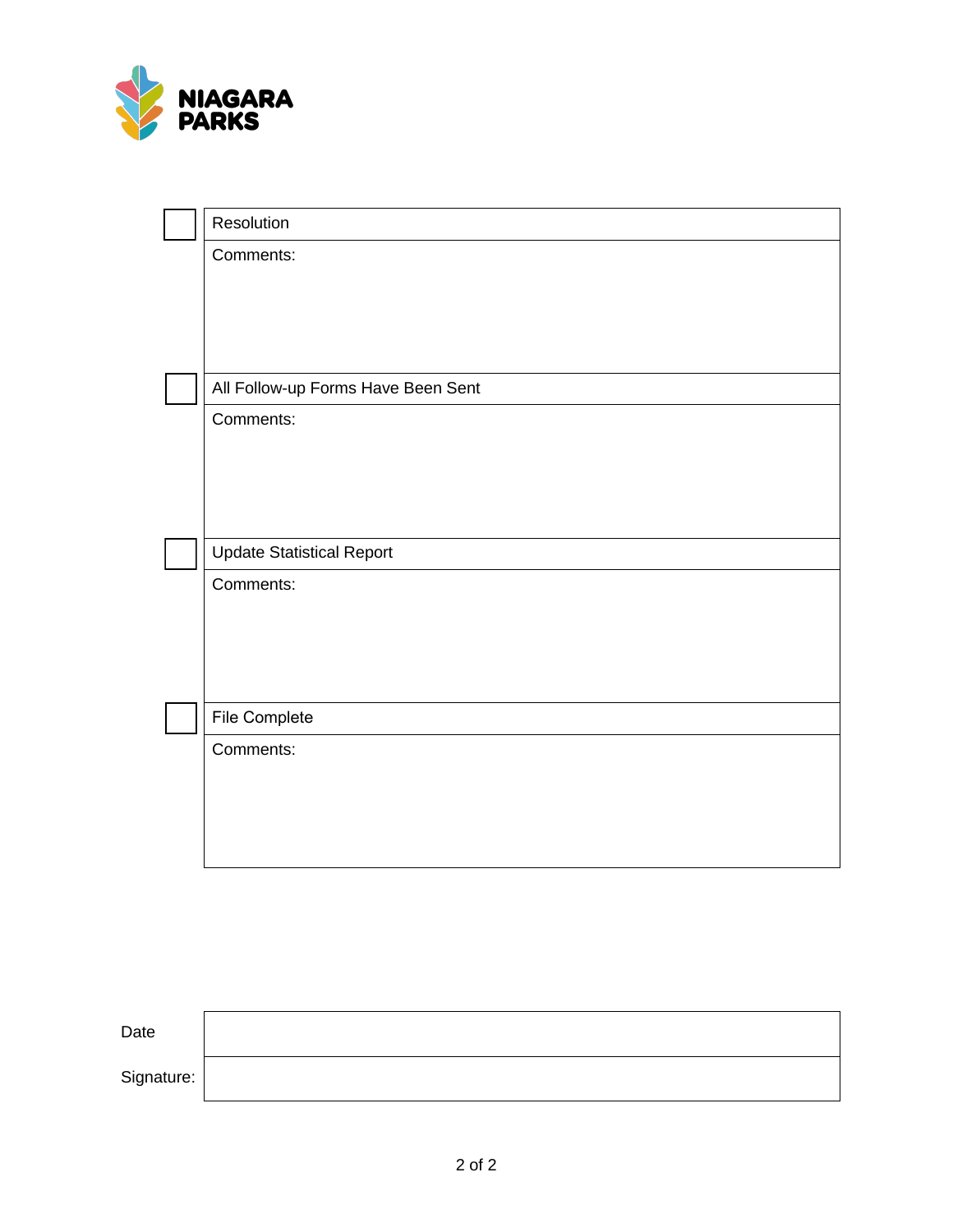NIAGARA PARKS

| | |
|---|---|
| ☐ | Resolution |
| | Comments: |
| ☐ | All Follow-up Forms Have Been Sent |
| | Comments: |
| ☐ | Update Statistical Report |
| | Comments: |
| ☐ | File Complete |
| | Comments: |

| | |
|---|---|
| Date | |
| Signature: | |